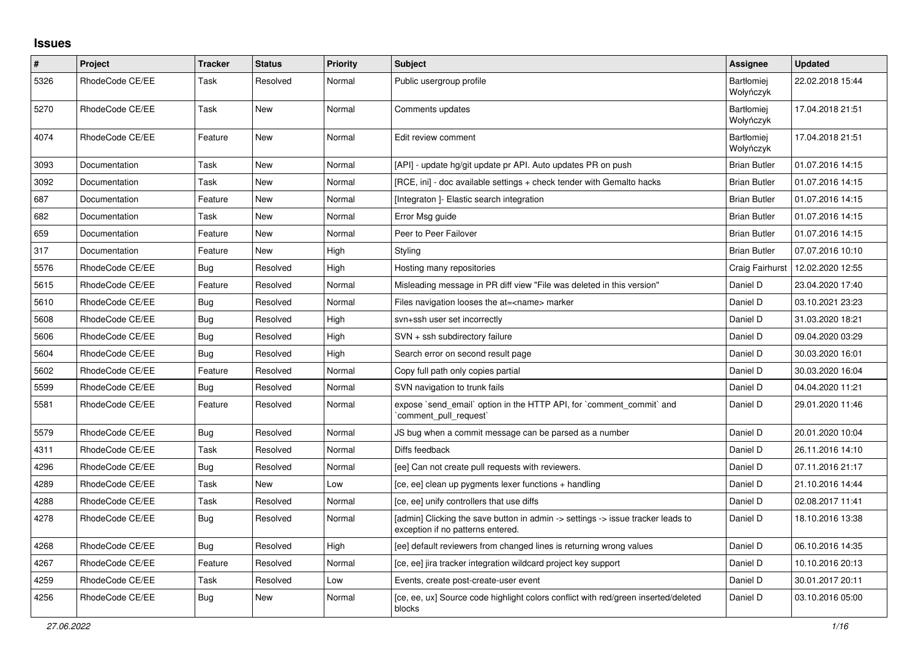# Issues

| # | Project | Tracker | Status | Priority | Subject | Assignee | Updated |
|---|---|---|---|---|---|---|---|
| 5326 | RhodeCode CE/EE | Task | Resolved | Normal | Public usergroup profile | Bartłomiej Wołyńczyk | 22.02.2018 15:44 |
| 5270 | RhodeCode CE/EE | Task | New | Normal | Comments updates | Bartłomiej Wołyńczyk | 17.04.2018 21:51 |
| 4074 | RhodeCode CE/EE | Feature | New | Normal | Edit review comment | Bartłomiej Wołyńczyk | 17.04.2018 21:51 |
| 3093 | Documentation | Task | New | Normal | [API] - update hg/git update pr API. Auto updates PR on push | Brian Butler | 01.07.2016 14:15 |
| 3092 | Documentation | Task | New | Normal | [RCE, ini] - doc available settings + check tender with Gemalto hacks | Brian Butler | 01.07.2016 14:15 |
| 687 | Documentation | Feature | New | Normal | [Integraton ]- Elastic search integration | Brian Butler | 01.07.2016 14:15 |
| 682 | Documentation | Task | New | Normal | Error Msg guide | Brian Butler | 01.07.2016 14:15 |
| 659 | Documentation | Feature | New | Normal | Peer to Peer Failover | Brian Butler | 01.07.2016 14:15 |
| 317 | Documentation | Feature | New | High | Styling | Brian Butler | 07.07.2016 10:10 |
| 5576 | RhodeCode CE/EE | Bug | Resolved | High | Hosting many repositories | Craig Fairhurst | 12.02.2020 12:55 |
| 5615 | RhodeCode CE/EE | Feature | Resolved | Normal | Misleading message in PR diff view "File was deleted in this version" | Daniel D | 23.04.2020 17:40 |
| 5610 | RhodeCode CE/EE | Bug | Resolved | Normal | Files navigation looses the at=<name> marker | Daniel D | 03.10.2021 23:23 |
| 5608 | RhodeCode CE/EE | Bug | Resolved | High | svn+ssh user set incorrectly | Daniel D | 31.03.2020 18:21 |
| 5606 | RhodeCode CE/EE | Bug | Resolved | High | SVN + ssh subdirectory failure | Daniel D | 09.04.2020 03:29 |
| 5604 | RhodeCode CE/EE | Bug | Resolved | High | Search error on second result page | Daniel D | 30.03.2020 16:01 |
| 5602 | RhodeCode CE/EE | Feature | Resolved | Normal | Copy full path only copies partial | Daniel D | 30.03.2020 16:04 |
| 5599 | RhodeCode CE/EE | Bug | Resolved | Normal | SVN navigation to trunk fails | Daniel D | 04.04.2020 11:21 |
| 5581 | RhodeCode CE/EE | Feature | Resolved | Normal | expose `send_email` option in the HTTP API, for `comment_commit` and `comment_pull_request` | Daniel D | 29.01.2020 11:46 |
| 5579 | RhodeCode CE/EE | Bug | Resolved | Normal | JS bug when a commit message can be parsed as a number | Daniel D | 20.01.2020 10:04 |
| 4311 | RhodeCode CE/EE | Task | Resolved | Normal | Diffs feedback | Daniel D | 26.11.2016 14:10 |
| 4296 | RhodeCode CE/EE | Bug | Resolved | Normal | [ee] Can not create pull requests with reviewers. | Daniel D | 07.11.2016 21:17 |
| 4289 | RhodeCode CE/EE | Task | New | Low | [ce, ee] clean up pygments lexer functions + handling | Daniel D | 21.10.2016 14:44 |
| 4288 | RhodeCode CE/EE | Task | Resolved | Normal | [ce, ee] unify controllers that use diffs | Daniel D | 02.08.2017 11:41 |
| 4278 | RhodeCode CE/EE | Bug | Resolved | Normal | [admin] Clicking the save button in admin -> settings -> issue tracker leads to exception if no patterns entered. | Daniel D | 18.10.2016 13:38 |
| 4268 | RhodeCode CE/EE | Bug | Resolved | High | [ee] default reviewers from changed lines is returning wrong values | Daniel D | 06.10.2016 14:35 |
| 4267 | RhodeCode CE/EE | Feature | Resolved | Normal | [ce, ee] jira tracker integration wildcard project key support | Daniel D | 10.10.2016 20:13 |
| 4259 | RhodeCode CE/EE | Task | Resolved | Low | Events, create post-create-user event | Daniel D | 30.01.2017 20:11 |
| 4256 | RhodeCode CE/EE | Bug | New | Normal | [ce, ee, ux] Source code highlight colors conflict with red/green inserted/deleted blocks | Daniel D | 03.10.2016 05:00 |

*27.06.2022*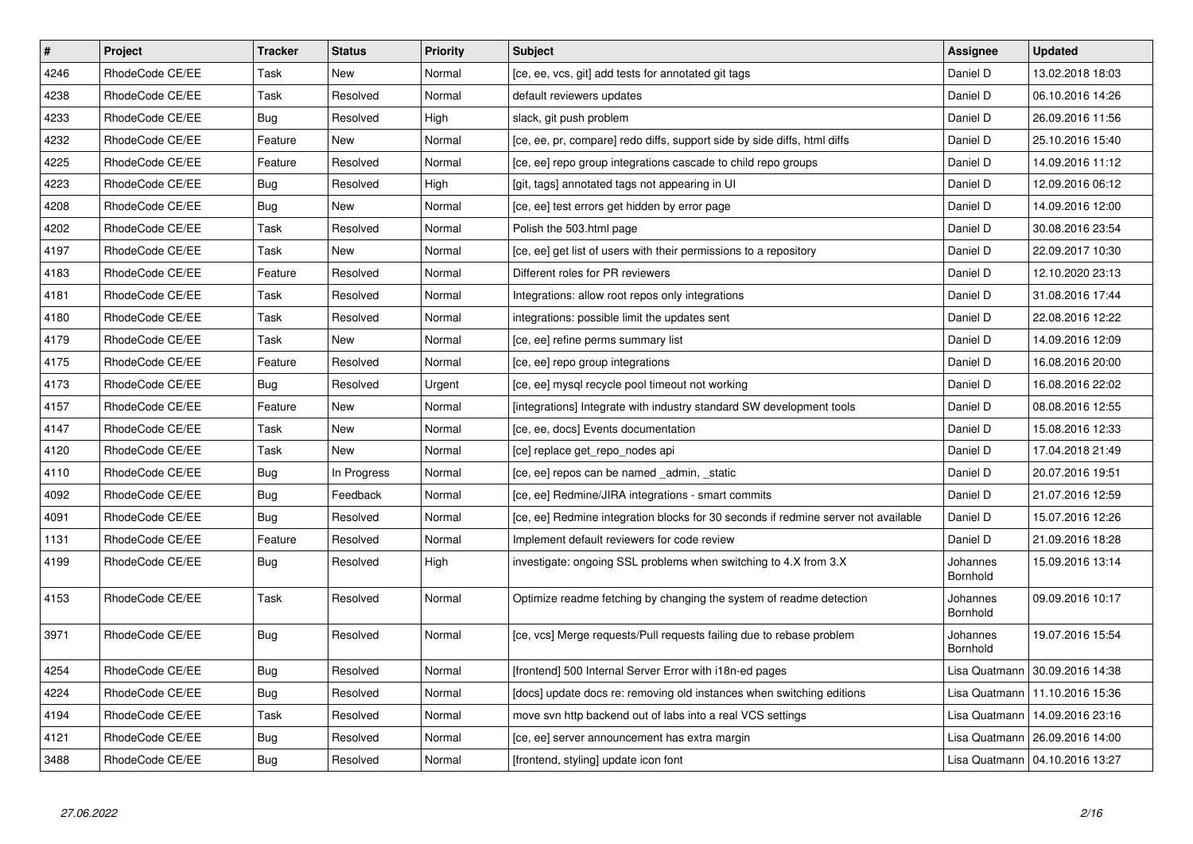| # | Project | Tracker | Status | Priority | Subject | Assignee | Updated |
|---|---|---|---|---|---|---|---|
| 4246 | RhodeCode CE/EE | Task | New | Normal | [ce, ee, vcs, git] add tests for annotated git tags | Daniel D | 13.02.2018 18:03 |
| 4238 | RhodeCode CE/EE | Task | Resolved | Normal | default reviewers updates | Daniel D | 06.10.2016 14:26 |
| 4233 | RhodeCode CE/EE | Bug | Resolved | High | slack, git push problem | Daniel D | 26.09.2016 11:56 |
| 4232 | RhodeCode CE/EE | Feature | New | Normal | [ce, ee, pr, compare] redo diffs, support side by side diffs, html diffs | Daniel D | 25.10.2016 15:40 |
| 4225 | RhodeCode CE/EE | Feature | Resolved | Normal | [ce, ee] repo group integrations cascade to child repo groups | Daniel D | 14.09.2016 11:12 |
| 4223 | RhodeCode CE/EE | Bug | Resolved | High | [git, tags] annotated tags not appearing in UI | Daniel D | 12.09.2016 06:12 |
| 4208 | RhodeCode CE/EE | Bug | New | Normal | [ce, ee] test errors get hidden by error page | Daniel D | 14.09.2016 12:00 |
| 4202 | RhodeCode CE/EE | Task | Resolved | Normal | Polish the 503.html page | Daniel D | 30.08.2016 23:54 |
| 4197 | RhodeCode CE/EE | Task | New | Normal | [ce, ee] get list of users with their permissions to a repository | Daniel D | 22.09.2017 10:30 |
| 4183 | RhodeCode CE/EE | Feature | Resolved | Normal | Different roles for PR reviewers | Daniel D | 12.10.2020 23:13 |
| 4181 | RhodeCode CE/EE | Task | Resolved | Normal | Integrations: allow root repos only integrations | Daniel D | 31.08.2016 17:44 |
| 4180 | RhodeCode CE/EE | Task | Resolved | Normal | integrations: possible limit the updates sent | Daniel D | 22.08.2016 12:22 |
| 4179 | RhodeCode CE/EE | Task | New | Normal | [ce, ee] refine perms summary list | Daniel D | 14.09.2016 12:09 |
| 4175 | RhodeCode CE/EE | Feature | Resolved | Normal | [ce, ee] repo group integrations | Daniel D | 16.08.2016 20:00 |
| 4173 | RhodeCode CE/EE | Bug | Resolved | Urgent | [ce, ee] mysql recycle pool timeout not working | Daniel D | 16.08.2016 22:02 |
| 4157 | RhodeCode CE/EE | Feature | New | Normal | [integrations] Integrate with industry standard SW development tools | Daniel D | 08.08.2016 12:55 |
| 4147 | RhodeCode CE/EE | Task | New | Normal | [ce, ee, docs] Events documentation | Daniel D | 15.08.2016 12:33 |
| 4120 | RhodeCode CE/EE | Task | New | Normal | [ce] replace get_repo_nodes api | Daniel D | 17.04.2018 21:49 |
| 4110 | RhodeCode CE/EE | Bug | In Progress | Normal | [ce, ee] repos can be named _admin, _static | Daniel D | 20.07.2016 19:51 |
| 4092 | RhodeCode CE/EE | Bug | Feedback | Normal | [ce, ee] Redmine/JIRA integrations - smart commits | Daniel D | 21.07.2016 12:59 |
| 4091 | RhodeCode CE/EE | Bug | Resolved | Normal | [ce, ee] Redmine integration blocks for 30 seconds if redmine server not available | Daniel D | 15.07.2016 12:26 |
| 1131 | RhodeCode CE/EE | Feature | Resolved | Normal | Implement default reviewers for code review | Daniel D | 21.09.2016 18:28 |
| 4199 | RhodeCode CE/EE | Bug | Resolved | High | investigate: ongoing SSL problems when switching to 4.X from 3.X | Johannes Bornhold | 15.09.2016 13:14 |
| 4153 | RhodeCode CE/EE | Task | Resolved | Normal | Optimize readme fetching by changing the system of readme detection | Johannes Bornhold | 09.09.2016 10:17 |
| 3971 | RhodeCode CE/EE | Bug | Resolved | Normal | [ce, vcs] Merge requests/Pull requests failing due to rebase problem | Johannes Bornhold | 19.07.2016 15:54 |
| 4254 | RhodeCode CE/EE | Bug | Resolved | Normal | [frontend] 500 Internal Server Error with i18n-ed pages | Lisa Quatmann | 30.09.2016 14:38 |
| 4224 | RhodeCode CE/EE | Bug | Resolved | Normal | [docs] update docs re: removing old instances when switching editions | Lisa Quatmann | 11.10.2016 15:36 |
| 4194 | RhodeCode CE/EE | Task | Resolved | Normal | move svn http backend out of labs into a real VCS settings | Lisa Quatmann | 14.09.2016 23:16 |
| 4121 | RhodeCode CE/EE | Bug | Resolved | Normal | [ce, ee] server announcement has extra margin | Lisa Quatmann | 26.09.2016 14:00 |
| 3488 | RhodeCode CE/EE | Bug | Resolved | Normal | [frontend, styling] update icon font | Lisa Quatmann | 04.10.2016 13:27 |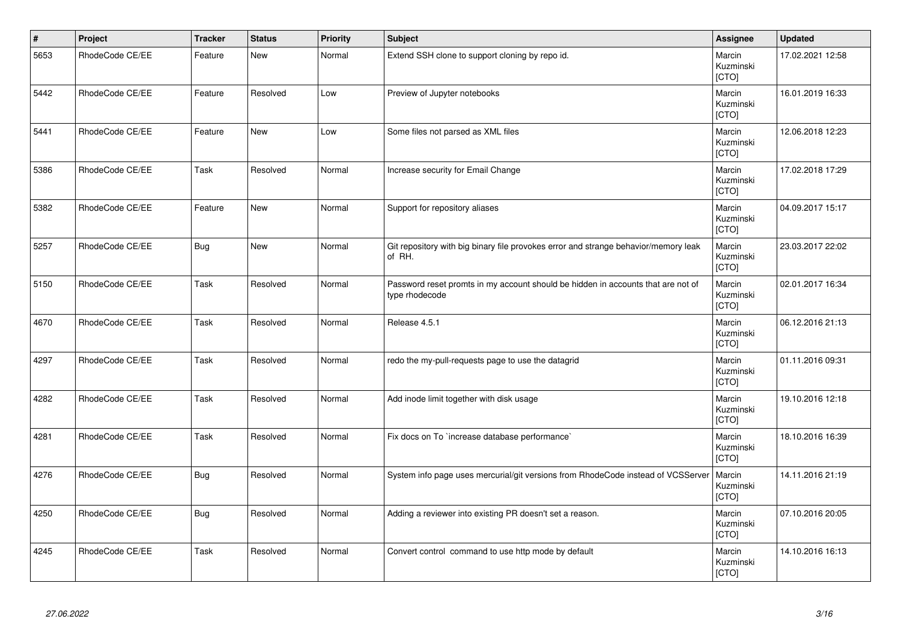| # | Project | Tracker | Status | Priority | Subject | Assignee | Updated |
|---|---|---|---|---|---|---|---|
| 5653 | RhodeCode CE/EE | Feature | New | Normal | Extend SSH clone to support cloning by repo id. | Marcin Kuzminski [CTO] | 17.02.2021 12:58 |
| 5442 | RhodeCode CE/EE | Feature | Resolved | Low | Preview of Jupyter notebooks | Marcin Kuzminski [CTO] | 16.01.2019 16:33 |
| 5441 | RhodeCode CE/EE | Feature | New | Low | Some files not parsed as XML files | Marcin Kuzminski [CTO] | 12.06.2018 12:23 |
| 5386 | RhodeCode CE/EE | Task | Resolved | Normal | Increase security for Email Change | Marcin Kuzminski [CTO] | 17.02.2018 17:29 |
| 5382 | RhodeCode CE/EE | Feature | New | Normal | Support for repository aliases | Marcin Kuzminski [CTO] | 04.09.2017 15:17 |
| 5257 | RhodeCode CE/EE | Bug | New | Normal | Git repository with big binary file provokes error and strange behavior/memory leak of RH. | Marcin Kuzminski [CTO] | 23.03.2017 22:02 |
| 5150 | RhodeCode CE/EE | Task | Resolved | Normal | Password reset promts in my account should be hidden in accounts that are not of type rhodecode | Marcin Kuzminski [CTO] | 02.01.2017 16:34 |
| 4670 | RhodeCode CE/EE | Task | Resolved | Normal | Release 4.5.1 | Marcin Kuzminski [CTO] | 06.12.2016 21:13 |
| 4297 | RhodeCode CE/EE | Task | Resolved | Normal | redo the my-pull-requests page to use the datagrid | Marcin Kuzminski [CTO] | 01.11.2016 09:31 |
| 4282 | RhodeCode CE/EE | Task | Resolved | Normal | Add inode limit together with disk usage | Marcin Kuzminski [CTO] | 19.10.2016 12:18 |
| 4281 | RhodeCode CE/EE | Task | Resolved | Normal | Fix docs on To `increase database performance` | Marcin Kuzminski [CTO] | 18.10.2016 16:39 |
| 4276 | RhodeCode CE/EE | Bug | Resolved | Normal | System info page uses mercurial/git versions from RhodeCode instead of VCSServer | Marcin Kuzminski [CTO] | 14.11.2016 21:19 |
| 4250 | RhodeCode CE/EE | Bug | Resolved | Normal | Adding a reviewer into existing PR doesn't set a reason. | Marcin Kuzminski [CTO] | 07.10.2016 20:05 |
| 4245 | RhodeCode CE/EE | Task | Resolved | Normal | Convert control command to use http mode by default | Marcin Kuzminski [CTO] | 14.10.2016 16:13 |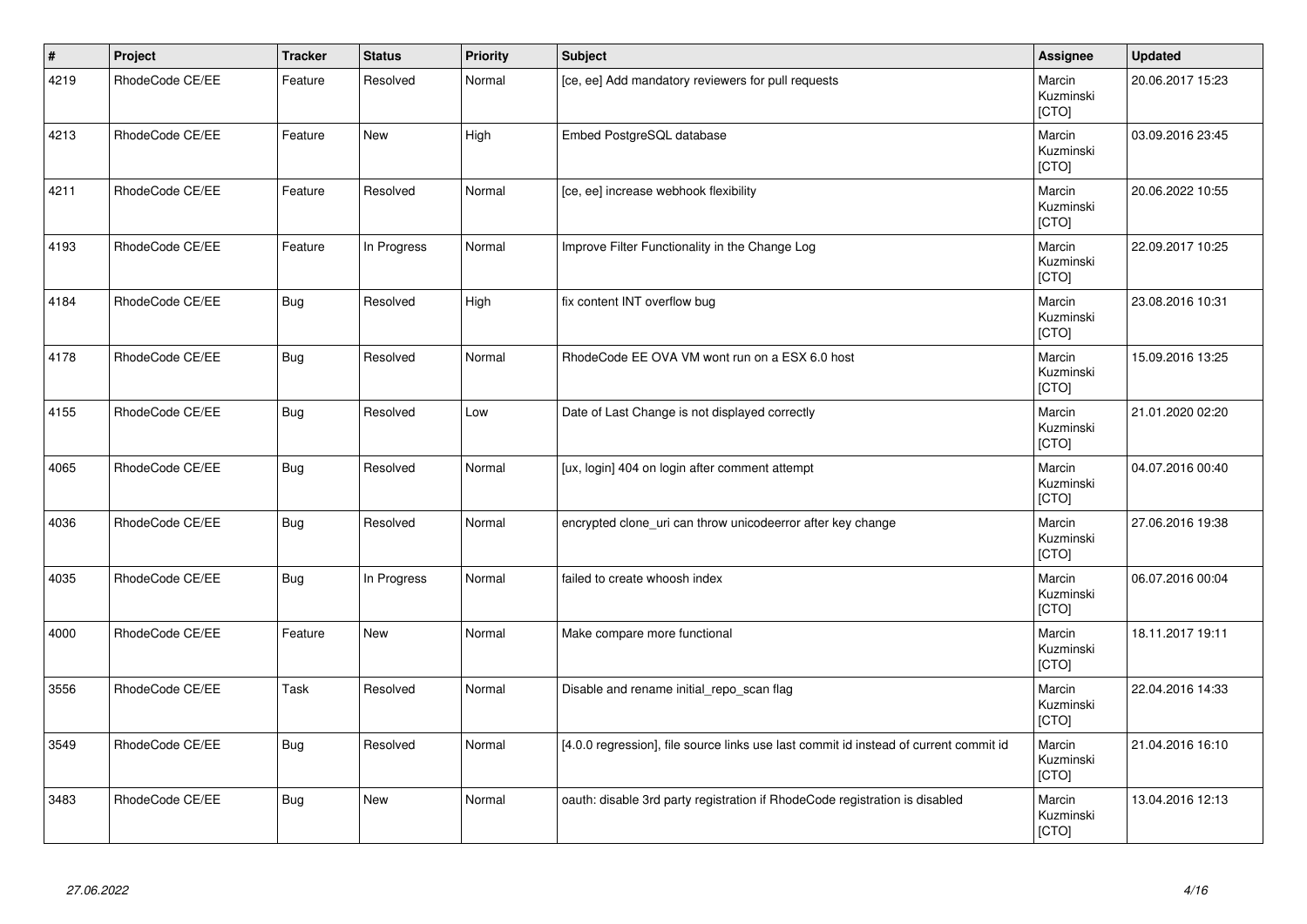| # | Project | Tracker | Status | Priority | Subject | Assignee | Updated |
|---|---|---|---|---|---|---|---|
| 4219 | RhodeCode CE/EE | Feature | Resolved | Normal | [ce, ee] Add mandatory reviewers for pull requests | Marcin Kuzminski [CTO] | 20.06.2017 15:23 |
| 4213 | RhodeCode CE/EE | Feature | New | High | Embed PostgreSQL database | Marcin Kuzminski [CTO] | 03.09.2016 23:45 |
| 4211 | RhodeCode CE/EE | Feature | Resolved | Normal | [ce, ee] increase webhook flexibility | Marcin Kuzminski [CTO] | 20.06.2022 10:55 |
| 4193 | RhodeCode CE/EE | Feature | In Progress | Normal | Improve Filter Functionality in the Change Log | Marcin Kuzminski [CTO] | 22.09.2017 10:25 |
| 4184 | RhodeCode CE/EE | Bug | Resolved | High | fix content INT overflow bug | Marcin Kuzminski [CTO] | 23.08.2016 10:31 |
| 4178 | RhodeCode CE/EE | Bug | Resolved | Normal | RhodeCode EE OVA VM wont run on a ESX 6.0 host | Marcin Kuzminski [CTO] | 15.09.2016 13:25 |
| 4155 | RhodeCode CE/EE | Bug | Resolved | Low | Date of Last Change is not displayed correctly | Marcin Kuzminski [CTO] | 21.01.2020 02:20 |
| 4065 | RhodeCode CE/EE | Bug | Resolved | Normal | [ux, login] 404 on login after comment attempt | Marcin Kuzminski [CTO] | 04.07.2016 00:40 |
| 4036 | RhodeCode CE/EE | Bug | Resolved | Normal | encrypted clone_uri can throw unicodeerror after key change | Marcin Kuzminski [CTO] | 27.06.2016 19:38 |
| 4035 | RhodeCode CE/EE | Bug | In Progress | Normal | failed to create whoosh index | Marcin Kuzminski [CTO] | 06.07.2016 00:04 |
| 4000 | RhodeCode CE/EE | Feature | New | Normal | Make compare more functional | Marcin Kuzminski [CTO] | 18.11.2017 19:11 |
| 3556 | RhodeCode CE/EE | Task | Resolved | Normal | Disable and rename initial_repo_scan flag | Marcin Kuzminski [CTO] | 22.04.2016 14:33 |
| 3549 | RhodeCode CE/EE | Bug | Resolved | Normal | [4.0.0 regression], file source links use last commit id instead of current commit id | Marcin Kuzminski [CTO] | 21.04.2016 16:10 |
| 3483 | RhodeCode CE/EE | Bug | New | Normal | oauth: disable 3rd party registration if RhodeCode registration is disabled | Marcin Kuzminski [CTO] | 13.04.2016 12:13 |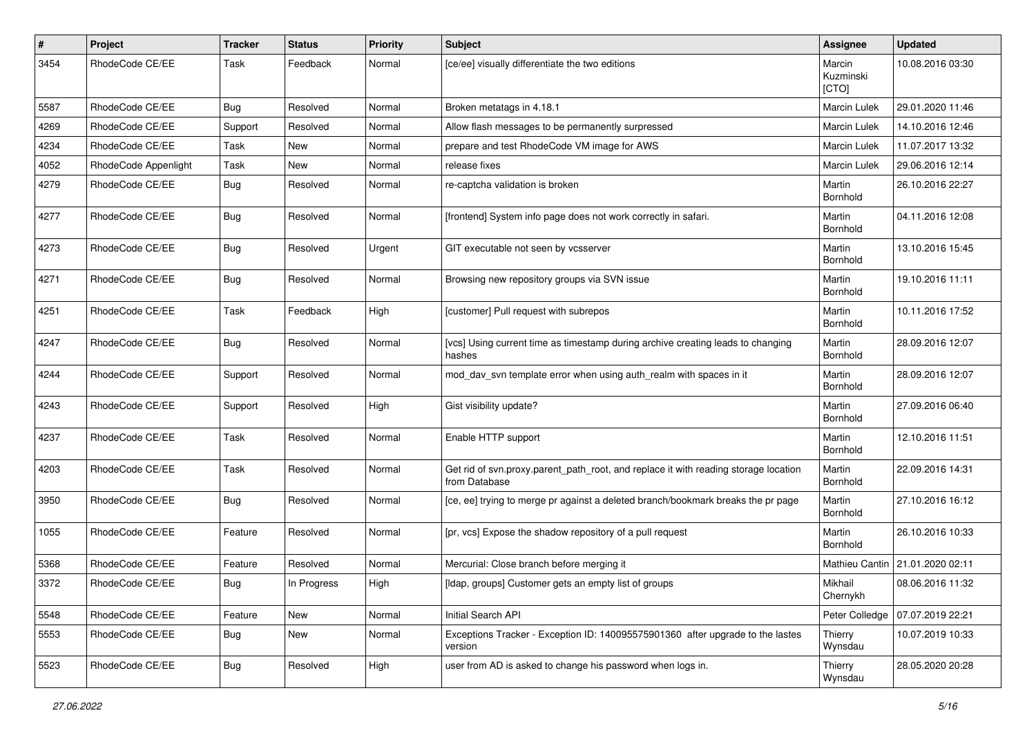| # | Project | Tracker | Status | Priority | Subject | Assignee | Updated |
|---|---|---|---|---|---|---|---|
| 3454 | RhodeCode CE/EE | Task | Feedback | Normal | [ce/ee] visually differentiate the two editions | Marcin Kuzminski [CTO] | 10.08.2016 03:30 |
| 5587 | RhodeCode CE/EE | Bug | Resolved | Normal | Broken metatags in 4.18.1 | Marcin Lulek | 29.01.2020 11:46 |
| 4269 | RhodeCode CE/EE | Support | Resolved | Normal | Allow flash messages to be permanently surpressed | Marcin Lulek | 14.10.2016 12:46 |
| 4234 | RhodeCode CE/EE | Task | New | Normal | prepare and test RhodeCode VM image for AWS | Marcin Lulek | 11.07.2017 13:32 |
| 4052 | RhodeCode Appenlight | Task | New | Normal | release fixes | Marcin Lulek | 29.06.2016 12:14 |
| 4279 | RhodeCode CE/EE | Bug | Resolved | Normal | re-captcha validation is broken | Martin Bornhold | 26.10.2016 22:27 |
| 4277 | RhodeCode CE/EE | Bug | Resolved | Normal | [frontend] System info page does not work correctly in safari. | Martin Bornhold | 04.11.2016 12:08 |
| 4273 | RhodeCode CE/EE | Bug | Resolved | Urgent | GIT executable not seen by vcsserver | Martin Bornhold | 13.10.2016 15:45 |
| 4271 | RhodeCode CE/EE | Bug | Resolved | Normal | Browsing new repository groups via SVN issue | Martin Bornhold | 19.10.2016 11:11 |
| 4251 | RhodeCode CE/EE | Task | Feedback | High | [customer] Pull request with subrepos | Martin Bornhold | 10.11.2016 17:52 |
| 4247 | RhodeCode CE/EE | Bug | Resolved | Normal | [vcs] Using current time as timestamp during archive creating leads to changing hashes | Martin Bornhold | 28.09.2016 12:07 |
| 4244 | RhodeCode CE/EE | Support | Resolved | Normal | mod_dav_svn template error when using auth_realm with spaces in it | Martin Bornhold | 28.09.2016 12:07 |
| 4243 | RhodeCode CE/EE | Support | Resolved | High | Gist visibility update? | Martin Bornhold | 27.09.2016 06:40 |
| 4237 | RhodeCode CE/EE | Task | Resolved | Normal | Enable HTTP support | Martin Bornhold | 12.10.2016 11:51 |
| 4203 | RhodeCode CE/EE | Task | Resolved | Normal | Get rid of svn.proxy.parent_path_root, and replace it with reading storage location from Database | Martin Bornhold | 22.09.2016 14:31 |
| 3950 | RhodeCode CE/EE | Bug | Resolved | Normal | [ce, ee] trying to merge pr against a deleted branch/bookmark breaks the pr page | Martin Bornhold | 27.10.2016 16:12 |
| 1055 | RhodeCode CE/EE | Feature | Resolved | Normal | [pr, vcs] Expose the shadow repository of a pull request | Martin Bornhold | 26.10.2016 10:33 |
| 5368 | RhodeCode CE/EE | Feature | Resolved | Normal | Mercurial: Close branch before merging it | Mathieu Cantin | 21.01.2020 02:11 |
| 3372 | RhodeCode CE/EE | Bug | In Progress | High | [ldap, groups] Customer gets an empty list of groups | Mikhail Chernykh | 08.06.2016 11:32 |
| 5548 | RhodeCode CE/EE | Feature | New | Normal | Initial Search API | Peter Colledge | 07.07.2019 22:21 |
| 5553 | RhodeCode CE/EE | Bug | New | Normal | Exceptions Tracker - Exception ID: 140095575901360 after upgrade to the lastes version | Thierry Wynsdau | 10.07.2019 10:33 |
| 5523 | RhodeCode CE/EE | Bug | Resolved | High | user from AD is asked to change his password when logs in. | Thierry Wynsdau | 28.05.2020 20:28 |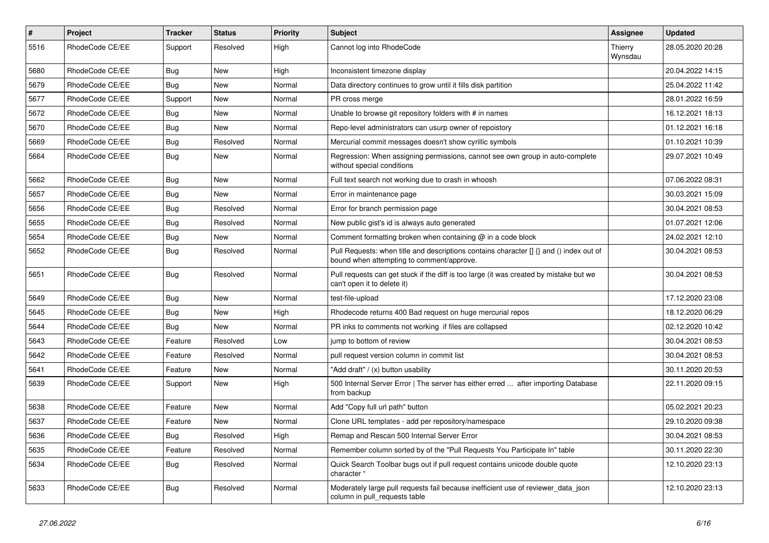| # | Project | Tracker | Status | Priority | Subject | Assignee | Updated |
|---|---|---|---|---|---|---|---|
| 5516 | RhodeCode CE/EE | Support | Resolved | High | Cannot log into RhodeCode | Thierry Wynsdau | 28.05.2020 20:28 |
| 5680 | RhodeCode CE/EE | Bug | New | High | Inconsistent timezone display | | 20.04.2022 14:15 |
| 5679 | RhodeCode CE/EE | Bug | New | Normal | Data directory continues to grow until it fills disk partition | | 25.04.2022 11:42 |
| 5677 | RhodeCode CE/EE | Support | New | Normal | PR cross merge | | 28.01.2022 16:59 |
| 5672 | RhodeCode CE/EE | Bug | New | Normal | Unable to browse git repository folders with # in names | | 16.12.2021 18:13 |
| 5670 | RhodeCode CE/EE | Bug | New | Normal | Repo-level administrators can usurp owner of repoistory | | 01.12.2021 16:18 |
| 5669 | RhodeCode CE/EE | Bug | Resolved | Normal | Mercurial commit messages doesn't show cyrillic symbols | | 01.10.2021 10:39 |
| 5664 | RhodeCode CE/EE | Bug | New | Normal | Regression: When assigning permissions, cannot see own group in auto-complete without special conditions | | 29.07.2021 10:49 |
| 5662 | RhodeCode CE/EE | Bug | New | Normal | Full text search not working due to crash in whoosh | | 07.06.2022 08:31 |
| 5657 | RhodeCode CE/EE | Bug | New | Normal | Error in maintenance page | | 30.03.2021 15:09 |
| 5656 | RhodeCode CE/EE | Bug | Resolved | Normal | Error for branch permission page | | 30.04.2021 08:53 |
| 5655 | RhodeCode CE/EE | Bug | Resolved | Normal | New public gist's id is always auto generated | | 01.07.2021 12:06 |
| 5654 | RhodeCode CE/EE | Bug | New | Normal | Comment formatting broken when containing @ in a code block | | 24.02.2021 12:10 |
| 5652 | RhodeCode CE/EE | Bug | Resolved | Normal | Pull Requests: when title and descriptions contains character [] {} and () index out of bound when attempting to comment/approve. | | 30.04.2021 08:53 |
| 5651 | RhodeCode CE/EE | Bug | Resolved | Normal | Pull requests can get stuck if the diff is too large (it was created by mistake but we can't open it to delete it) | | 30.04.2021 08:53 |
| 5649 | RhodeCode CE/EE | Bug | New | Normal | test-file-upload | | 17.12.2020 23:08 |
| 5645 | RhodeCode CE/EE | Bug | New | High | Rhodecode returns 400 Bad request on huge mercurial repos | | 18.12.2020 06:29 |
| 5644 | RhodeCode CE/EE | Bug | New | Normal | PR inks to comments not working if files are collapsed | | 02.12.2020 10:42 |
| 5643 | RhodeCode CE/EE | Feature | Resolved | Low | jump to bottom of review | | 30.04.2021 08:53 |
| 5642 | RhodeCode CE/EE | Feature | Resolved | Normal | pull request version column in commit list | | 30.04.2021 08:53 |
| 5641 | RhodeCode CE/EE | Feature | New | Normal | "Add draft" / (x) button usability | | 30.11.2020 20:53 |
| 5639 | RhodeCode CE/EE | Support | New | High | 500 Internal Server Error \| The server has either erred ... after importing Database from backup | | 22.11.2020 09:15 |
| 5638 | RhodeCode CE/EE | Feature | New | Normal | Add "Copy full url path" button | | 05.02.2021 20:23 |
| 5637 | RhodeCode CE/EE | Feature | New | Normal | Clone URL templates - add per repository/namespace | | 29.10.2020 09:38 |
| 5636 | RhodeCode CE/EE | Bug | Resolved | High | Remap and Rescan 500 Internal Server Error | | 30.04.2021 08:53 |
| 5635 | RhodeCode CE/EE | Feature | Resolved | Normal | Remember column sorted by of the "Pull Requests You Participate In" table | | 30.11.2020 22:30 |
| 5634 | RhodeCode CE/EE | Bug | Resolved | Normal | Quick Search Toolbar bugs out if pull request contains unicode double quote character " | | 12.10.2020 23:13 |
| 5633 | RhodeCode CE/EE | Bug | Resolved | Normal | Moderately large pull requests fail because inefficient use of reviewer_data_json column in pull_requests table | | 12.10.2020 23:13 |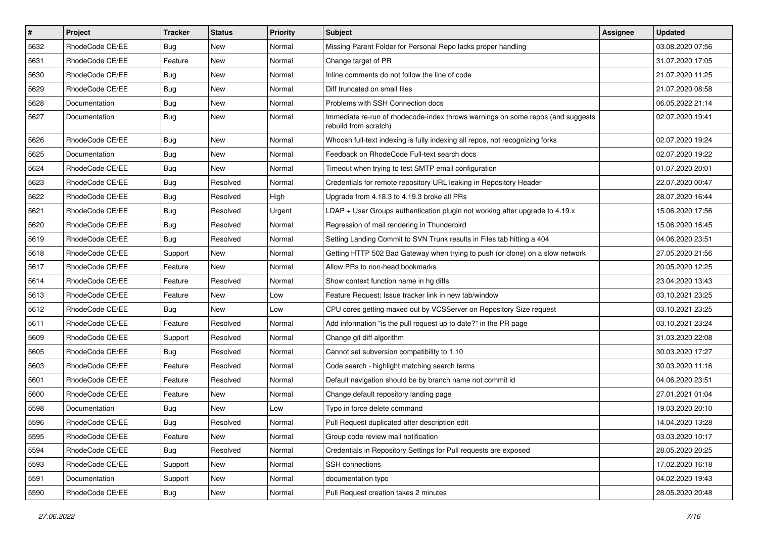| # | Project | Tracker | Status | Priority | Subject | Assignee | Updated |
|---|---|---|---|---|---|---|---|
| 5632 | RhodeCode CE/EE | Bug | New | Normal | Missing Parent Folder for Personal Repo lacks proper handling | | 03.08.2020 07:56 |
| 5631 | RhodeCode CE/EE | Feature | New | Normal | Change target of PR | | 31.07.2020 17:05 |
| 5630 | RhodeCode CE/EE | Bug | New | Normal | Inline comments do not follow the line of code | | 21.07.2020 11:25 |
| 5629 | RhodeCode CE/EE | Bug | New | Normal | Diff truncated on small files | | 21.07.2020 08:58 |
| 5628 | Documentation | Bug | New | Normal | Problems with SSH Connection docs | | 06.05.2022 21:14 |
| 5627 | Documentation | Bug | New | Normal | Immediate re-run of rhodecode-index throws warnings on some repos (and suggests rebuild from scratch) | | 02.07.2020 19:41 |
| 5626 | RhodeCode CE/EE | Bug | New | Normal | Whoosh full-text indexing is fully indexing all repos, not recognizing forks | | 02.07.2020 19:24 |
| 5625 | Documentation | Bug | New | Normal | Feedback on RhodeCode Full-text search docs | | 02.07.2020 19:22 |
| 5624 | RhodeCode CE/EE | Bug | New | Normal | Timeout when trying to test SMTP email configuration | | 01.07.2020 20:01 |
| 5623 | RhodeCode CE/EE | Bug | Resolved | Normal | Credentials for remote repository URL leaking in Repository Header | | 22.07.2020 00:47 |
| 5622 | RhodeCode CE/EE | Bug | Resolved | High | Upgrade from 4.18.3 to 4.19.3 broke all PRs | | 28.07.2020 16:44 |
| 5621 | RhodeCode CE/EE | Bug | Resolved | Urgent | LDAP + User Groups authentication plugin not working after upgrade to 4.19.x | | 15.06.2020 17:56 |
| 5620 | RhodeCode CE/EE | Bug | Resolved | Normal | Regression of mail rendering in Thunderbird | | 15.06.2020 16:45 |
| 5619 | RhodeCode CE/EE | Bug | Resolved | Normal | Setting Landing Commit to SVN Trunk results in Files tab hitting a 404 | | 04.06.2020 23:51 |
| 5618 | RhodeCode CE/EE | Support | New | Normal | Getting HTTP 502 Bad Gateway when trying to push (or clone) on a slow network | | 27.05.2020 21:56 |
| 5617 | RhodeCode CE/EE | Feature | New | Normal | Allow PRs to non-head bookmarks | | 20.05.2020 12:25 |
| 5614 | RhodeCode CE/EE | Feature | Resolved | Normal | Show context function name in hg diffs | | 23.04.2020 13:43 |
| 5613 | RhodeCode CE/EE | Feature | New | Low | Feature Request: Issue tracker link in new tab/window | | 03.10.2021 23:25 |
| 5612 | RhodeCode CE/EE | Bug | New | Low | CPU cores getting maxed out by VCSServer on Repository Size request | | 03.10.2021 23:25 |
| 5611 | RhodeCode CE/EE | Feature | Resolved | Normal | Add information "is the pull request up to date?" in the PR page | | 03.10.2021 23:24 |
| 5609 | RhodeCode CE/EE | Support | Resolved | Normal | Change git diff algorithm | | 31.03.2020 22:08 |
| 5605 | RhodeCode CE/EE | Bug | Resolved | Normal | Cannot set subversion compatibility to 1.10 | | 30.03.2020 17:27 |
| 5603 | RhodeCode CE/EE | Feature | Resolved | Normal | Code search - highlight matching search terms | | 30.03.2020 11:16 |
| 5601 | RhodeCode CE/EE | Feature | Resolved | Normal | Default navigation should be by branch name not commit id | | 04.06.2020 23:51 |
| 5600 | RhodeCode CE/EE | Feature | New | Normal | Change default repository landing page | | 27.01.2021 01:04 |
| 5598 | Documentation | Bug | New | Low | Typo in force delete command | | 19.03.2020 20:10 |
| 5596 | RhodeCode CE/EE | Bug | Resolved | Normal | Pull Request duplicated after description edit | | 14.04.2020 13:28 |
| 5595 | RhodeCode CE/EE | Feature | New | Normal | Group code review mail notification | | 03.03.2020 10:17 |
| 5594 | RhodeCode CE/EE | Bug | Resolved | Normal | Credentials in Repository Settings for Pull requests are exposed | | 28.05.2020 20:25 |
| 5593 | RhodeCode CE/EE | Support | New | Normal | SSH connections | | 17.02.2020 16:18 |
| 5591 | Documentation | Support | New | Normal | documentation typo | | 04.02.2020 19:43 |
| 5590 | RhodeCode CE/EE | Bug | New | Normal | Pull Request creation takes 2 minutes | | 28.05.2020 20:48 |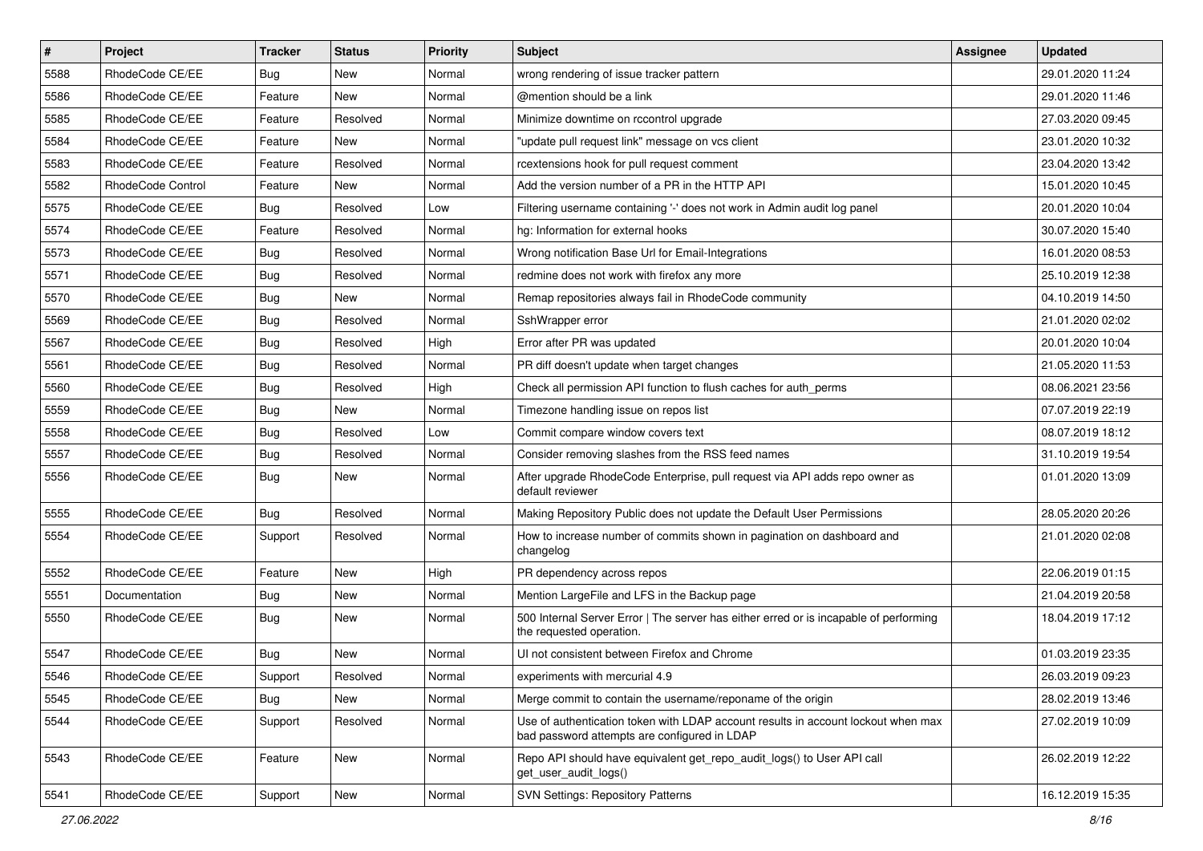| # | Project | Tracker | Status | Priority | Subject | Assignee | Updated |
|---|---|---|---|---|---|---|---|
| 5588 | RhodeCode CE/EE | Bug | New | Normal | wrong rendering of issue tracker pattern | | 29.01.2020 11:24 |
| 5586 | RhodeCode CE/EE | Feature | New | Normal | @mention should be a link | | 29.01.2020 11:46 |
| 5585 | RhodeCode CE/EE | Feature | Resolved | Normal | Minimize downtime on rccontrol upgrade | | 27.03.2020 09:45 |
| 5584 | RhodeCode CE/EE | Feature | New | Normal | "update pull request link" message on vcs client | | 23.01.2020 10:32 |
| 5583 | RhodeCode CE/EE | Feature | Resolved | Normal | rcextensions hook for pull request comment | | 23.04.2020 13:42 |
| 5582 | RhodeCode Control | Feature | New | Normal | Add the version number of a PR in the HTTP API | | 15.01.2020 10:45 |
| 5575 | RhodeCode CE/EE | Bug | Resolved | Low | Filtering username containing '-' does not work in Admin audit log panel | | 20.01.2020 10:04 |
| 5574 | RhodeCode CE/EE | Feature | Resolved | Normal | hg: Information for external hooks | | 30.07.2020 15:40 |
| 5573 | RhodeCode CE/EE | Bug | Resolved | Normal | Wrong notification Base Url for Email-Integrations | | 16.01.2020 08:53 |
| 5571 | RhodeCode CE/EE | Bug | Resolved | Normal | redmine does not work with firefox any more | | 25.10.2019 12:38 |
| 5570 | RhodeCode CE/EE | Bug | New | Normal | Remap repositories always fail in RhodeCode community | | 04.10.2019 14:50 |
| 5569 | RhodeCode CE/EE | Bug | Resolved | Normal | SshWrapper error | | 21.01.2020 02:02 |
| 5567 | RhodeCode CE/EE | Bug | Resolved | High | Error after PR was updated | | 20.01.2020 10:04 |
| 5561 | RhodeCode CE/EE | Bug | Resolved | Normal | PR diff doesn't update when target changes | | 21.05.2020 11:53 |
| 5560 | RhodeCode CE/EE | Bug | Resolved | High | Check all permission API function to flush caches for auth_perms | | 08.06.2021 23:56 |
| 5559 | RhodeCode CE/EE | Bug | New | Normal | Timezone handling issue on repos list | | 07.07.2019 22:19 |
| 5558 | RhodeCode CE/EE | Bug | Resolved | Low | Commit compare window covers text | | 08.07.2019 18:12 |
| 5557 | RhodeCode CE/EE | Bug | Resolved | Normal | Consider removing slashes from the RSS feed names | | 31.10.2019 19:54 |
| 5556 | RhodeCode CE/EE | Bug | New | Normal | After upgrade RhodeCode Enterprise, pull request via API adds repo owner as default reviewer | | 01.01.2020 13:09 |
| 5555 | RhodeCode CE/EE | Bug | Resolved | Normal | Making Repository Public does not update the Default User Permissions | | 28.05.2020 20:26 |
| 5554 | RhodeCode CE/EE | Support | Resolved | Normal | How to increase number of commits shown in pagination on dashboard and changelog | | 21.01.2020 02:08 |
| 5552 | RhodeCode CE/EE | Feature | New | High | PR dependency across repos | | 22.06.2019 01:15 |
| 5551 | Documentation | Bug | New | Normal | Mention LargeFile and LFS in the Backup page | | 21.04.2019 20:58 |
| 5550 | RhodeCode CE/EE | Bug | New | Normal | 500 Internal Server Error \| The server has either erred or is incapable of performing the requested operation. | | 18.04.2019 17:12 |
| 5547 | RhodeCode CE/EE | Bug | New | Normal | UI not consistent between Firefox and Chrome | | 01.03.2019 23:35 |
| 5546 | RhodeCode CE/EE | Support | Resolved | Normal | experiments with mercurial 4.9 | | 26.03.2019 09:23 |
| 5545 | RhodeCode CE/EE | Bug | New | Normal | Merge commit to contain the username/reponame of the origin | | 28.02.2019 13:46 |
| 5544 | RhodeCode CE/EE | Support | Resolved | Normal | Use of authentication token with LDAP account results in account lockout when max bad password attempts are configured in LDAP | | 27.02.2019 10:09 |
| 5543 | RhodeCode CE/EE | Feature | New | Normal | Repo API should have equivalent get_repo_audit_logs() to User API call get_user_audit_logs() | | 26.02.2019 12:22 |
| 5541 | RhodeCode CE/EE | Support | New | Normal | SVN Settings: Repository Patterns | | 16.12.2019 15:35 |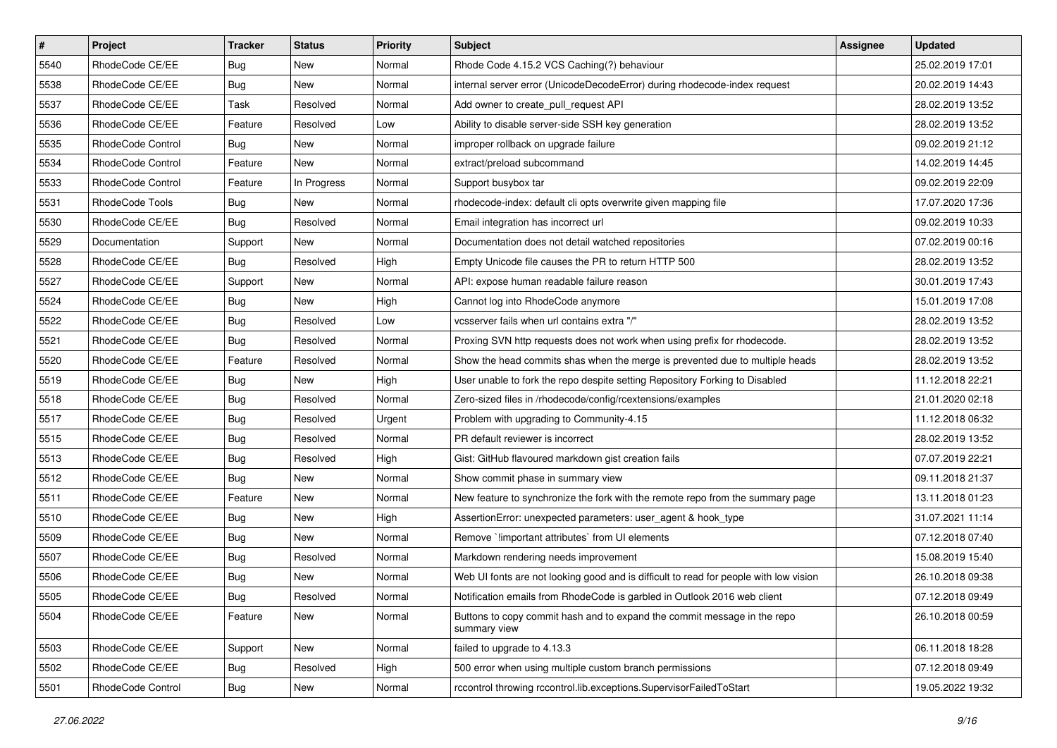| # | Project | Tracker | Status | Priority | Subject | Assignee | Updated |
|---|---|---|---|---|---|---|---|
| 5540 | RhodeCode CE/EE | Bug | New | Normal | Rhode Code 4.15.2 VCS Caching(?) behaviour | | 25.02.2019 17:01 |
| 5538 | RhodeCode CE/EE | Bug | New | Normal | internal server error (UnicodeDecodeError) during rhodecode-index request | | 20.02.2019 14:43 |
| 5537 | RhodeCode CE/EE | Task | Resolved | Normal | Add owner to create_pull_request API | | 28.02.2019 13:52 |
| 5536 | RhodeCode CE/EE | Feature | Resolved | Low | Ability to disable server-side SSH key generation | | 28.02.2019 13:52 |
| 5535 | RhodeCode Control | Bug | New | Normal | improper rollback on upgrade failure | | 09.02.2019 21:12 |
| 5534 | RhodeCode Control | Feature | New | Normal | extract/preload subcommand | | 14.02.2019 14:45 |
| 5533 | RhodeCode Control | Feature | In Progress | Normal | Support busybox tar | | 09.02.2019 22:09 |
| 5531 | RhodeCode Tools | Bug | New | Normal | rhodecode-index: default cli opts overwrite given mapping file | | 17.07.2020 17:36 |
| 5530 | RhodeCode CE/EE | Bug | Resolved | Normal | Email integration has incorrect url | | 09.02.2019 10:33 |
| 5529 | Documentation | Support | New | Normal | Documentation does not detail watched repositories | | 07.02.2019 00:16 |
| 5528 | RhodeCode CE/EE | Bug | Resolved | High | Empty Unicode file causes the PR to return HTTP 500 | | 28.02.2019 13:52 |
| 5527 | RhodeCode CE/EE | Support | New | Normal | API: expose human readable failure reason | | 30.01.2019 17:43 |
| 5524 | RhodeCode CE/EE | Bug | New | High | Cannot log into RhodeCode anymore | | 15.01.2019 17:08 |
| 5522 | RhodeCode CE/EE | Bug | Resolved | Low | vcsserver fails when url contains extra "/" | | 28.02.2019 13:52 |
| 5521 | RhodeCode CE/EE | Bug | Resolved | Normal | Proxing SVN http requests does not work when using prefix for rhodecode. | | 28.02.2019 13:52 |
| 5520 | RhodeCode CE/EE | Feature | Resolved | Normal | Show the head commits shas when the merge is prevented due to multiple heads | | 28.02.2019 13:52 |
| 5519 | RhodeCode CE/EE | Bug | New | High | User unable to fork the repo despite setting Repository Forking to Disabled | | 11.12.2018 22:21 |
| 5518 | RhodeCode CE/EE | Bug | Resolved | Normal | Zero-sized files in /rhodecode/config/rcextensions/examples | | 21.01.2020 02:18 |
| 5517 | RhodeCode CE/EE | Bug | Resolved | Urgent | Problem with upgrading to Community-4.15 | | 11.12.2018 06:32 |
| 5515 | RhodeCode CE/EE | Bug | Resolved | Normal | PR default reviewer is incorrect | | 28.02.2019 13:52 |
| 5513 | RhodeCode CE/EE | Bug | Resolved | High | Gist: GitHub flavoured markdown gist creation fails | | 07.07.2019 22:21 |
| 5512 | RhodeCode CE/EE | Bug | New | Normal | Show commit phase in summary view | | 09.11.2018 21:37 |
| 5511 | RhodeCode CE/EE | Feature | New | Normal | New feature to synchronize the fork with the remote repo from the summary page | | 13.11.2018 01:23 |
| 5510 | RhodeCode CE/EE | Bug | New | High | AssertionError: unexpected parameters: user_agent & hook_type | | 31.07.2021 11:14 |
| 5509 | RhodeCode CE/EE | Bug | New | Normal | Remove `!important attributes` from UI elements | | 07.12.2018 07:40 |
| 5507 | RhodeCode CE/EE | Bug | Resolved | Normal | Markdown rendering needs improvement | | 15.08.2019 15:40 |
| 5506 | RhodeCode CE/EE | Bug | New | Normal | Web UI fonts are not looking good and is difficult to read for people with low vision | | 26.10.2018 09:38 |
| 5505 | RhodeCode CE/EE | Bug | Resolved | Normal | Notification emails from RhodeCode is garbled in Outlook 2016 web client | | 07.12.2018 09:49 |
| 5504 | RhodeCode CE/EE | Feature | New | Normal | Buttons to copy commit hash and to expand the commit message in the repo summary view | | 26.10.2018 00:59 |
| 5503 | RhodeCode CE/EE | Support | New | Normal | failed to upgrade to 4.13.3 | | 06.11.2018 18:28 |
| 5502 | RhodeCode CE/EE | Bug | Resolved | High | 500 error when using multiple custom branch permissions | | 07.12.2018 09:49 |
| 5501 | RhodeCode Control | Bug | New | Normal | rccontrol throwing rccontrol.lib.exceptions.SupervisorFailedToStart | | 19.05.2022 19:32 |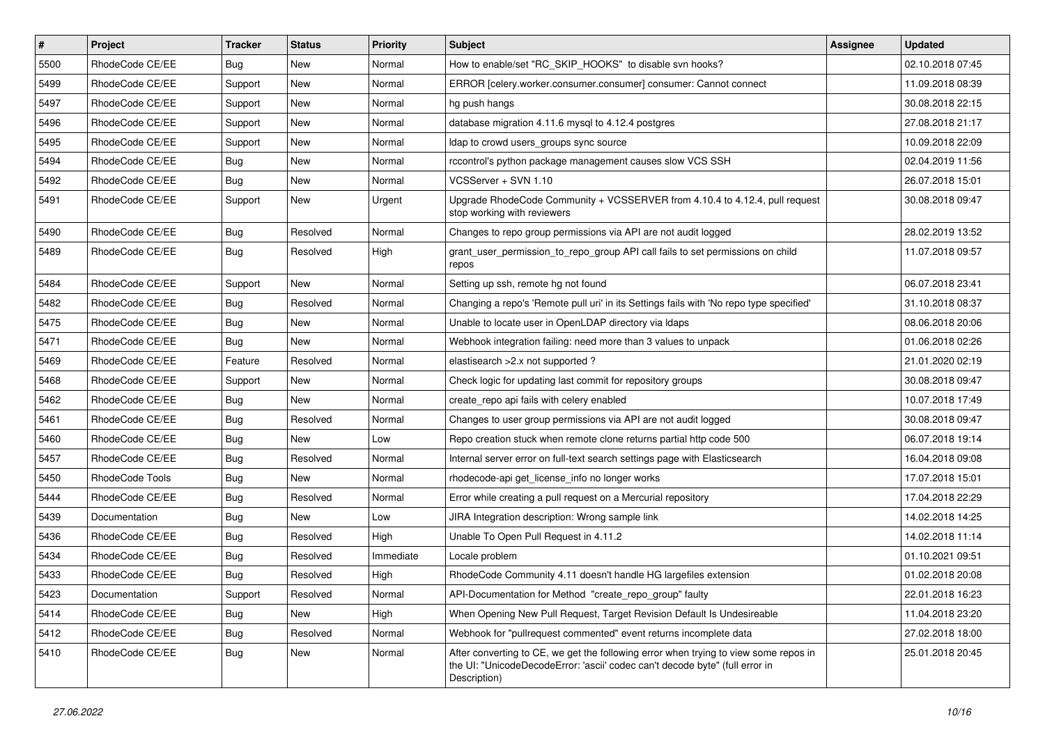| # | Project | Tracker | Status | Priority | Subject | Assignee | Updated |
|---|---|---|---|---|---|---|---|
| 5500 | RhodeCode CE/EE | Bug | New | Normal | How to enable/set "RC_SKIP_HOOKS" to disable svn hooks? | | 02.10.2018 07:45 |
| 5499 | RhodeCode CE/EE | Support | New | Normal | ERROR [celery.worker.consumer.consumer] consumer: Cannot connect | | 11.09.2018 08:39 |
| 5497 | RhodeCode CE/EE | Support | New | Normal | hg push hangs | | 30.08.2018 22:15 |
| 5496 | RhodeCode CE/EE | Support | New | Normal | database migration 4.11.6 mysql to 4.12.4 postgres | | 27.08.2018 21:17 |
| 5495 | RhodeCode CE/EE | Support | New | Normal | ldap to crowd users_groups sync source | | 10.09.2018 22:09 |
| 5494 | RhodeCode CE/EE | Bug | New | Normal | rccontrol's python package management causes slow VCS SSH | | 02.04.2019 11:56 |
| 5492 | RhodeCode CE/EE | Bug | New | Normal | VCSServer + SVN 1.10 | | 26.07.2018 15:01 |
| 5491 | RhodeCode CE/EE | Support | New | Urgent | Upgrade RhodeCode Community + VCSSERVER from 4.10.4 to 4.12.4, pull request stop working with reviewers | | 30.08.2018 09:47 |
| 5490 | RhodeCode CE/EE | Bug | Resolved | Normal | Changes to repo group permissions via API are not audit logged | | 28.02.2019 13:52 |
| 5489 | RhodeCode CE/EE | Bug | Resolved | High | grant_user_permission_to_repo_group API call fails to set permissions on child repos | | 11.07.2018 09:57 |
| 5484 | RhodeCode CE/EE | Support | New | Normal | Setting up ssh, remote hg not found | | 06.07.2018 23:41 |
| 5482 | RhodeCode CE/EE | Bug | Resolved | Normal | Changing a repo's 'Remote pull uri' in its Settings fails with 'No repo type specified' | | 31.10.2018 08:37 |
| 5475 | RhodeCode CE/EE | Bug | New | Normal | Unable to locate user in OpenLDAP directory via ldaps | | 08.06.2018 20:06 |
| 5471 | RhodeCode CE/EE | Bug | New | Normal | Webhook integration failing: need more than 3 values to unpack | | 01.06.2018 02:26 |
| 5469 | RhodeCode CE/EE | Feature | Resolved | Normal | elastisearch >2.x not supported ? | | 21.01.2020 02:19 |
| 5468 | RhodeCode CE/EE | Support | New | Normal | Check logic for updating last commit for repository groups | | 30.08.2018 09:47 |
| 5462 | RhodeCode CE/EE | Bug | New | Normal | create_repo api fails with celery enabled | | 10.07.2018 17:49 |
| 5461 | RhodeCode CE/EE | Bug | Resolved | Normal | Changes to user group permissions via API are not audit logged | | 30.08.2018 09:47 |
| 5460 | RhodeCode CE/EE | Bug | New | Low | Repo creation stuck when remote clone returns partial http code 500 | | 06.07.2018 19:14 |
| 5457 | RhodeCode CE/EE | Bug | Resolved | Normal | Internal server error on full-text search settings page with Elasticsearch | | 16.04.2018 09:08 |
| 5450 | RhodeCode Tools | Bug | New | Normal | rhodecode-api get_license_info no longer works | | 17.07.2018 15:01 |
| 5444 | RhodeCode CE/EE | Bug | Resolved | Normal | Error while creating a pull request on a Mercurial repository | | 17.04.2018 22:29 |
| 5439 | Documentation | Bug | New | Low | JIRA Integration description: Wrong sample link | | 14.02.2018 14:25 |
| 5436 | RhodeCode CE/EE | Bug | Resolved | High | Unable To Open Pull Request in 4.11.2 | | 14.02.2018 11:14 |
| 5434 | RhodeCode CE/EE | Bug | Resolved | Immediate | Locale problem | | 01.10.2021 09:51 |
| 5433 | RhodeCode CE/EE | Bug | Resolved | High | RhodeCode Community 4.11 doesn't handle HG largefiles extension | | 01.02.2018 20:08 |
| 5423 | Documentation | Support | Resolved | Normal | API-Documentation for Method "create_repo_group" faulty | | 22.01.2018 16:23 |
| 5414 | RhodeCode CE/EE | Bug | New | High | When Opening New Pull Request, Target Revision Default Is Undesireable | | 11.04.2018 23:20 |
| 5412 | RhodeCode CE/EE | Bug | Resolved | Normal | Webhook for "pullrequest commented" event returns incomplete data | | 27.02.2018 18:00 |
| 5410 | RhodeCode CE/EE | Bug | New | Normal | After converting to CE, we get the following error when trying to view some repos in the UI: "UnicodeDecodeError: 'ascii' codec can't decode byte" (full error in Description) | | 25.01.2018 20:45 |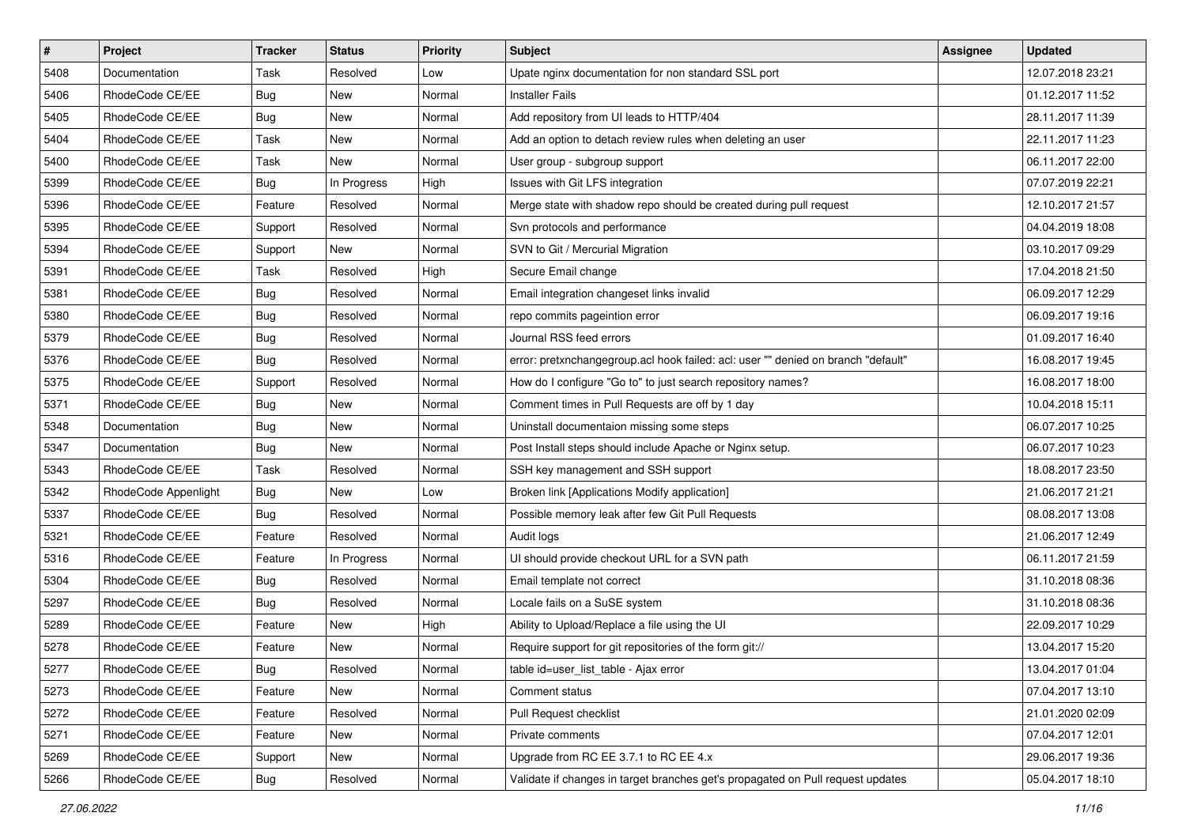| # | Project | Tracker | Status | Priority | Subject | Assignee | Updated |
| --- | --- | --- | --- | --- | --- | --- | --- |
| 5408 | Documentation | Task | Resolved | Low | Upate nginx documentation for non standard SSL port | | 12.07.2018 23:21 |
| 5406 | RhodeCode CE/EE | Bug | New | Normal | Installer Fails | | 01.12.2017 11:52 |
| 5405 | RhodeCode CE/EE | Bug | New | Normal | Add repository from UI leads to HTTP/404 | | 28.11.2017 11:39 |
| 5404 | RhodeCode CE/EE | Task | New | Normal | Add an option to detach review rules when deleting an user | | 22.11.2017 11:23 |
| 5400 | RhodeCode CE/EE | Task | New | Normal | User group - subgroup support | | 06.11.2017 22:00 |
| 5399 | RhodeCode CE/EE | Bug | In Progress | High | Issues with Git LFS integration | | 07.07.2019 22:21 |
| 5396 | RhodeCode CE/EE | Feature | Resolved | Normal | Merge state with shadow repo should be created during pull request | | 12.10.2017 21:57 |
| 5395 | RhodeCode CE/EE | Support | Resolved | Normal | Svn protocols and performance | | 04.04.2019 18:08 |
| 5394 | RhodeCode CE/EE | Support | New | Normal | SVN to Git / Mercurial Migration | | 03.10.2017 09:29 |
| 5391 | RhodeCode CE/EE | Task | Resolved | High | Secure Email change | | 17.04.2018 21:50 |
| 5381 | RhodeCode CE/EE | Bug | Resolved | Normal | Email integration changeset links invalid | | 06.09.2017 12:29 |
| 5380 | RhodeCode CE/EE | Bug | Resolved | Normal | repo commits pageintion error | | 06.09.2017 19:16 |
| 5379 | RhodeCode CE/EE | Bug | Resolved | Normal | Journal RSS feed errors | | 01.09.2017 16:40 |
| 5376 | RhodeCode CE/EE | Bug | Resolved | Normal | error: pretxnchangegroup.acl hook failed: acl: user "" denied on branch "default" | | 16.08.2017 19:45 |
| 5375 | RhodeCode CE/EE | Support | Resolved | Normal | How do I configure "Go to" to just search repository names? | | 16.08.2017 18:00 |
| 5371 | RhodeCode CE/EE | Bug | New | Normal | Comment times in Pull Requests are off by 1 day | | 10.04.2018 15:11 |
| 5348 | Documentation | Bug | New | Normal | Uninstall documentaion missing some steps | | 06.07.2017 10:25 |
| 5347 | Documentation | Bug | New | Normal | Post Install steps should include Apache or Nginx setup. | | 06.07.2017 10:23 |
| 5343 | RhodeCode CE/EE | Task | Resolved | Normal | SSH key management and SSH support | | 18.08.2017 23:50 |
| 5342 | RhodeCode Appenlight | Bug | New | Low | Broken link [Applications Modify application] | | 21.06.2017 21:21 |
| 5337 | RhodeCode CE/EE | Bug | Resolved | Normal | Possible memory leak after few Git Pull Requests | | 08.08.2017 13:08 |
| 5321 | RhodeCode CE/EE | Feature | Resolved | Normal | Audit logs | | 21.06.2017 12:49 |
| 5316 | RhodeCode CE/EE | Feature | In Progress | Normal | UI should provide checkout URL for a SVN path | | 06.11.2017 21:59 |
| 5304 | RhodeCode CE/EE | Bug | Resolved | Normal | Email template not correct | | 31.10.2018 08:36 |
| 5297 | RhodeCode CE/EE | Bug | Resolved | Normal | Locale fails on a SuSE system | | 31.10.2018 08:36 |
| 5289 | RhodeCode CE/EE | Feature | New | High | Ability to Upload/Replace a file using the UI | | 22.09.2017 10:29 |
| 5278 | RhodeCode CE/EE | Feature | New | Normal | Require support for git repositories of the form git:// | | 13.04.2017 15:20 |
| 5277 | RhodeCode CE/EE | Bug | Resolved | Normal | table id=user_list_table - Ajax error | | 13.04.2017 01:04 |
| 5273 | RhodeCode CE/EE | Feature | New | Normal | Comment status | | 07.04.2017 13:10 |
| 5272 | RhodeCode CE/EE | Feature | Resolved | Normal | Pull Request checklist | | 21.01.2020 02:09 |
| 5271 | RhodeCode CE/EE | Feature | New | Normal | Private comments | | 07.04.2017 12:01 |
| 5269 | RhodeCode CE/EE | Support | New | Normal | Upgrade from RC EE 3.7.1 to RC EE 4.x | | 29.06.2017 19:36 |
| 5266 | RhodeCode CE/EE | Bug | Resolved | Normal | Validate if changes in target branches get's propagated on Pull request updates | | 05.04.2017 18:10 |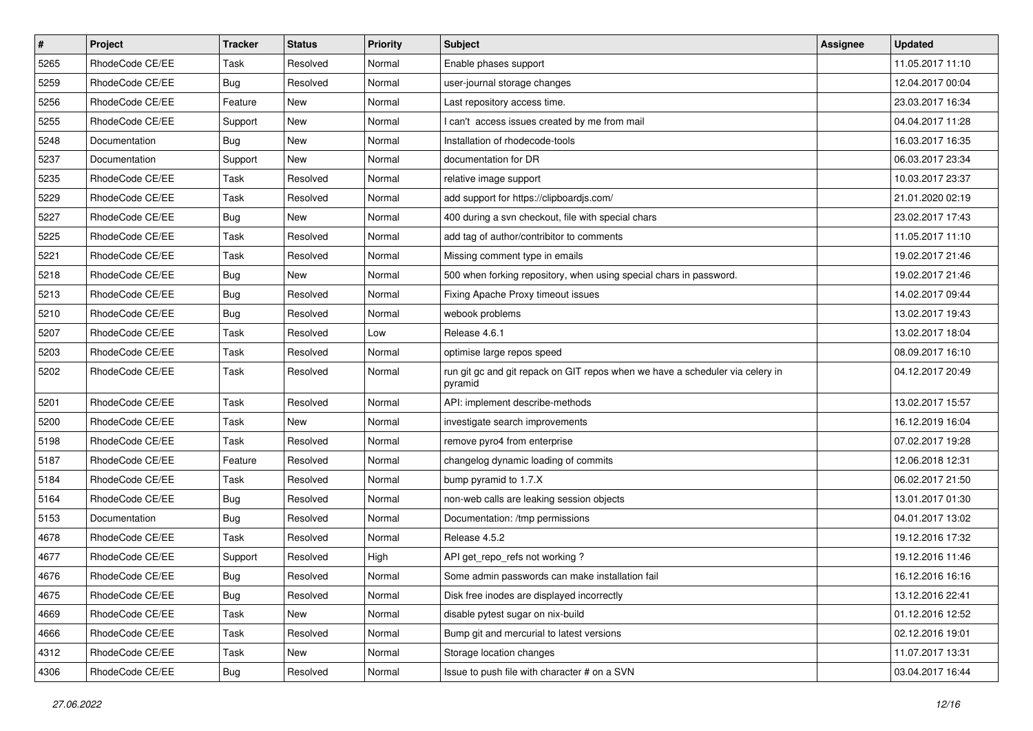| # | Project | Tracker | Status | Priority | Subject | Assignee | Updated |
|---|---|---|---|---|---|---|---|
| 5265 | RhodeCode CE/EE | Task | Resolved | Normal | Enable phases support | | 11.05.2017 11:10 |
| 5259 | RhodeCode CE/EE | Bug | Resolved | Normal | user-journal storage changes | | 12.04.2017 00:04 |
| 5256 | RhodeCode CE/EE | Feature | New | Normal | Last repository access time. | | 23.03.2017 16:34 |
| 5255 | RhodeCode CE/EE | Support | New | Normal | I can't  access issues created by me from mail | | 04.04.2017 11:28 |
| 5248 | Documentation | Bug | New | Normal | Installation of rhodecode-tools | | 16.03.2017 16:35 |
| 5237 | Documentation | Support | New | Normal | documentation for DR | | 06.03.2017 23:34 |
| 5235 | RhodeCode CE/EE | Task | Resolved | Normal | relative image support | | 10.03.2017 23:37 |
| 5229 | RhodeCode CE/EE | Task | Resolved | Normal | add support for https://clipboardjs.com/ | | 21.01.2020 02:19 |
| 5227 | RhodeCode CE/EE | Bug | New | Normal | 400 during a svn checkout, file with special chars | | 23.02.2017 17:43 |
| 5225 | RhodeCode CE/EE | Task | Resolved | Normal | add tag of author/contribitor to comments | | 11.05.2017 11:10 |
| 5221 | RhodeCode CE/EE | Task | Resolved | Normal | Missing comment type in emails | | 19.02.2017 21:46 |
| 5218 | RhodeCode CE/EE | Bug | New | Normal | 500 when forking repository, when using special chars in password. | | 19.02.2017 21:46 |
| 5213 | RhodeCode CE/EE | Bug | Resolved | Normal | Fixing Apache Proxy timeout issues | | 14.02.2017 09:44 |
| 5210 | RhodeCode CE/EE | Bug | Resolved | Normal | webook problems | | 13.02.2017 19:43 |
| 5207 | RhodeCode CE/EE | Task | Resolved | Low | Release 4.6.1 | | 13.02.2017 18:04 |
| 5203 | RhodeCode CE/EE | Task | Resolved | Normal | optimise large repos speed | | 08.09.2017 16:10 |
| 5202 | RhodeCode CE/EE | Task | Resolved | Normal | run git gc and git repack on GIT repos when we have a scheduler via celery in pyramid | | 04.12.2017 20:49 |
| 5201 | RhodeCode CE/EE | Task | Resolved | Normal | API: implement describe-methods | | 13.02.2017 15:57 |
| 5200 | RhodeCode CE/EE | Task | New | Normal | investigate search improvements | | 16.12.2019 16:04 |
| 5198 | RhodeCode CE/EE | Task | Resolved | Normal | remove pyro4 from enterprise | | 07.02.2017 19:28 |
| 5187 | RhodeCode CE/EE | Feature | Resolved | Normal | changelog dynamic loading of commits | | 12.06.2018 12:31 |
| 5184 | RhodeCode CE/EE | Task | Resolved | Normal | bump pyramid to 1.7.X | | 06.02.2017 21:50 |
| 5164 | RhodeCode CE/EE | Bug | Resolved | Normal | non-web calls are leaking session objects | | 13.01.2017 01:30 |
| 5153 | Documentation | Bug | Resolved | Normal | Documentation: /tmp permissions | | 04.01.2017 13:02 |
| 4678 | RhodeCode CE/EE | Task | Resolved | Normal | Release 4.5.2 | | 19.12.2016 17:32 |
| 4677 | RhodeCode CE/EE | Support | Resolved | High | API get_repo_refs not working ? | | 19.12.2016 11:46 |
| 4676 | RhodeCode CE/EE | Bug | Resolved | Normal | Some admin passwords can make installation fail | | 16.12.2016 16:16 |
| 4675 | RhodeCode CE/EE | Bug | Resolved | Normal | Disk free inodes are displayed incorrectly | | 13.12.2016 22:41 |
| 4669 | RhodeCode CE/EE | Task | New | Normal | disable pytest sugar on nix-build | | 01.12.2016 12:52 |
| 4666 | RhodeCode CE/EE | Task | Resolved | Normal | Bump git and mercurial to latest versions | | 02.12.2016 19:01 |
| 4312 | RhodeCode CE/EE | Task | New | Normal | Storage location changes | | 11.07.2017 13:31 |
| 4306 | RhodeCode CE/EE | Bug | Resolved | Normal | Issue to push file with character # on a SVN | | 03.04.2017 16:44 |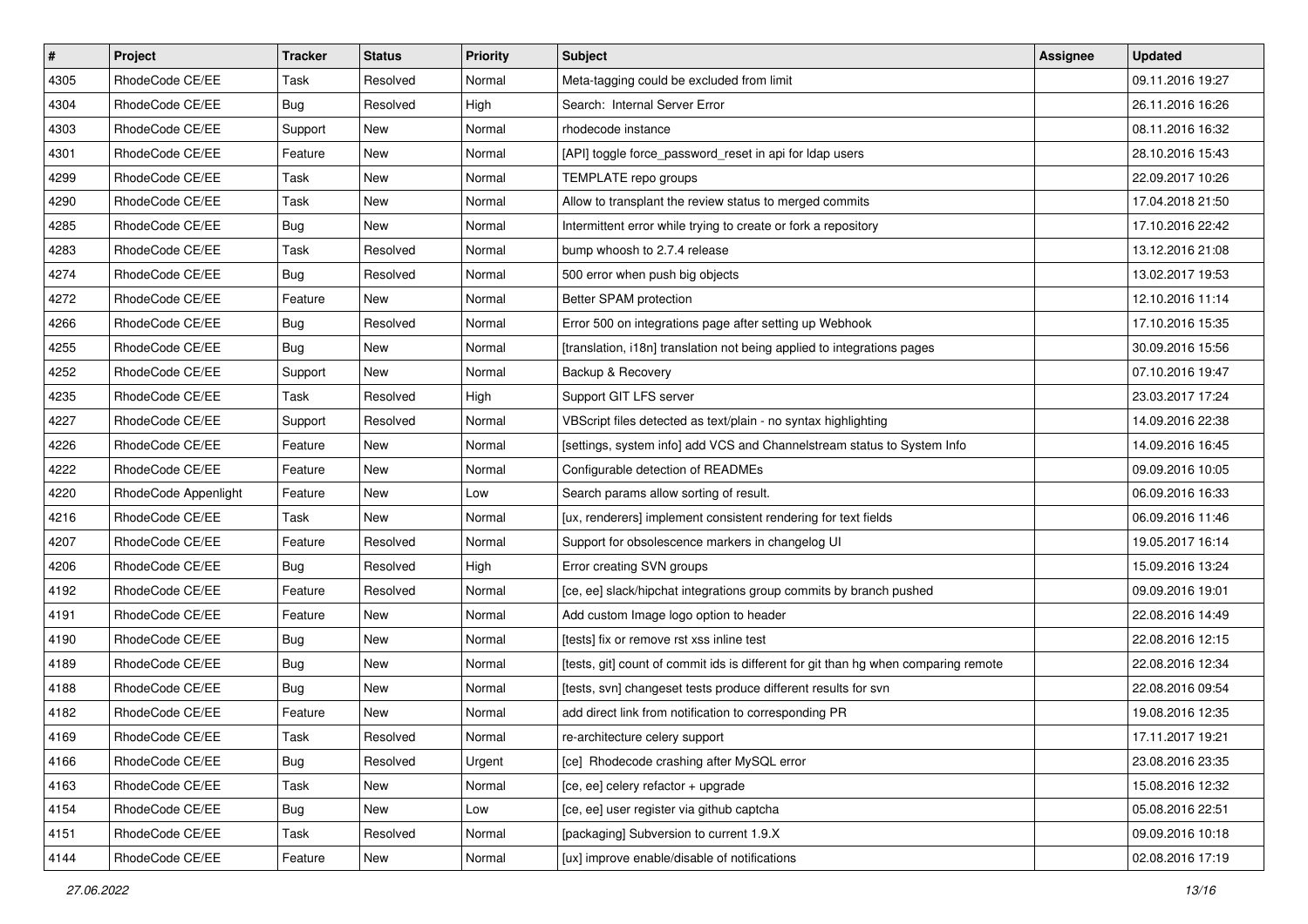| # | Project | Tracker | Status | Priority | Subject | Assignee | Updated |
| --- | --- | --- | --- | --- | --- | --- | --- |
| 4305 | RhodeCode CE/EE | Task | Resolved | Normal | Meta-tagging could be excluded from limit | | 09.11.2016 19:27 |
| 4304 | RhodeCode CE/EE | Bug | Resolved | High | Search:  Internal Server Error | | 26.11.2016 16:26 |
| 4303 | RhodeCode CE/EE | Support | New | Normal | rhodecode instance | | 08.11.2016 16:32 |
| 4301 | RhodeCode CE/EE | Feature | New | Normal | [API] toggle force_password_reset in api for ldap users | | 28.10.2016 15:43 |
| 4299 | RhodeCode CE/EE | Task | New | Normal | TEMPLATE repo groups | | 22.09.2017 10:26 |
| 4290 | RhodeCode CE/EE | Task | New | Normal | Allow to transplant the review status to merged commits | | 17.04.2018 21:50 |
| 4285 | RhodeCode CE/EE | Bug | New | Normal | Intermittent error while trying to create or fork a repository | | 17.10.2016 22:42 |
| 4283 | RhodeCode CE/EE | Task | Resolved | Normal | bump whoosh to 2.7.4 release | | 13.12.2016 21:08 |
| 4274 | RhodeCode CE/EE | Bug | Resolved | Normal | 500 error when push big objects | | 13.02.2017 19:53 |
| 4272 | RhodeCode CE/EE | Feature | New | Normal | Better SPAM protection | | 12.10.2016 11:14 |
| 4266 | RhodeCode CE/EE | Bug | Resolved | Normal | Error 500 on integrations page after setting up Webhook | | 17.10.2016 15:35 |
| 4255 | RhodeCode CE/EE | Bug | New | Normal | [translation, i18n] translation not being applied to integrations pages | | 30.09.2016 15:56 |
| 4252 | RhodeCode CE/EE | Support | New | Normal | Backup & Recovery | | 07.10.2016 19:47 |
| 4235 | RhodeCode CE/EE | Task | Resolved | High | Support GIT LFS server | | 23.03.2017 17:24 |
| 4227 | RhodeCode CE/EE | Support | Resolved | Normal | VBScript files detected as text/plain - no syntax highlighting | | 14.09.2016 22:38 |
| 4226 | RhodeCode CE/EE | Feature | New | Normal | [settings, system info] add VCS and Channelstream status to System Info | | 14.09.2016 16:45 |
| 4222 | RhodeCode CE/EE | Feature | New | Normal | Configurable detection of READMEs | | 09.09.2016 10:05 |
| 4220 | RhodeCode Appenlight | Feature | New | Low | Search params allow sorting of result. | | 06.09.2016 16:33 |
| 4216 | RhodeCode CE/EE | Task | New | Normal | [ux, renderers] implement consistent rendering for text fields | | 06.09.2016 11:46 |
| 4207 | RhodeCode CE/EE | Feature | Resolved | Normal | Support for obsolescence markers in changelog UI | | 19.05.2017 16:14 |
| 4206 | RhodeCode CE/EE | Bug | Resolved | High | Error creating SVN groups | | 15.09.2016 13:24 |
| 4192 | RhodeCode CE/EE | Feature | Resolved | Normal | [ce, ee] slack/hipchat integrations group commits by branch pushed | | 09.09.2016 19:01 |
| 4191 | RhodeCode CE/EE | Feature | New | Normal | Add custom Image logo option to header | | 22.08.2016 14:49 |
| 4190 | RhodeCode CE/EE | Bug | New | Normal | [tests] fix or remove rst xss inline test | | 22.08.2016 12:15 |
| 4189 | RhodeCode CE/EE | Bug | New | Normal | [tests, git] count of commit ids is different for git than hg when comparing remote | | 22.08.2016 12:34 |
| 4188 | RhodeCode CE/EE | Bug | New | Normal | [tests, svn] changeset tests produce different results for svn | | 22.08.2016 09:54 |
| 4182 | RhodeCode CE/EE | Feature | New | Normal | add direct link from notification to corresponding PR | | 19.08.2016 12:35 |
| 4169 | RhodeCode CE/EE | Task | Resolved | Normal | re-architecture celery support | | 17.11.2017 19:21 |
| 4166 | RhodeCode CE/EE | Bug | Resolved | Urgent | [ce]  Rhodecode crashing after MySQL error | | 23.08.2016 23:35 |
| 4163 | RhodeCode CE/EE | Task | New | Normal | [ce, ee] celery refactor + upgrade | | 15.08.2016 12:32 |
| 4154 | RhodeCode CE/EE | Bug | New | Low | [ce, ee] user register via github captcha | | 05.08.2016 22:51 |
| 4151 | RhodeCode CE/EE | Task | Resolved | Normal | [packaging] Subversion to current 1.9.X | | 09.09.2016 10:18 |
| 4144 | RhodeCode CE/EE | Feature | New | Normal | [ux] improve enable/disable of notifications | | 02.08.2016 17:19 |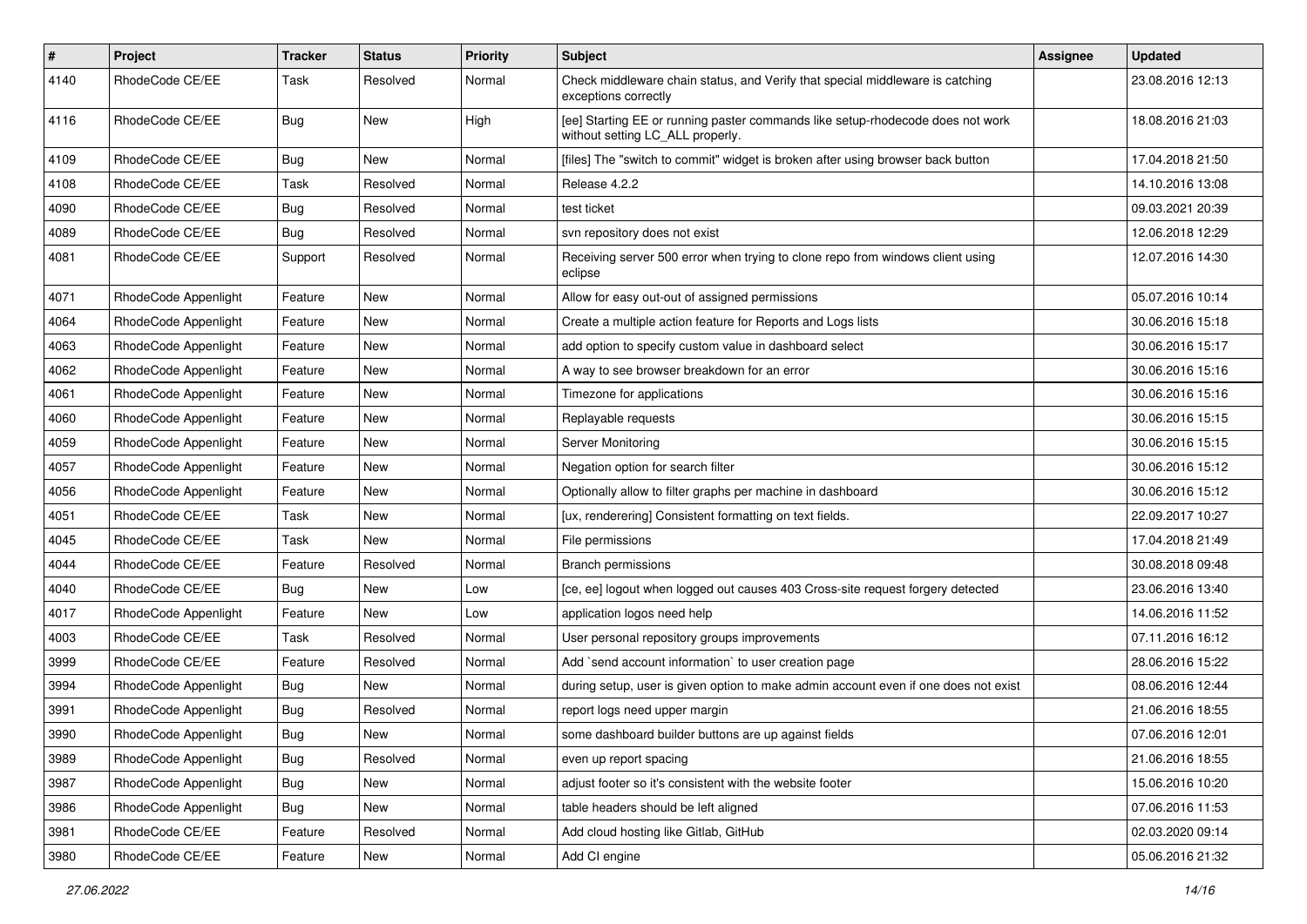| # | Project | Tracker | Status | Priority | Subject | Assignee | Updated |
| --- | --- | --- | --- | --- | --- | --- | --- |
| 4140 | RhodeCode CE/EE | Task | Resolved | Normal | Check middleware chain status, and Verify that special middleware is catching exceptions correctly | | 23.08.2016 12:13 |
| 4116 | RhodeCode CE/EE | Bug | New | High | [ee] Starting EE or running paster commands like setup-rhodecode does not work without setting LC_ALL properly. | | 18.08.2016 21:03 |
| 4109 | RhodeCode CE/EE | Bug | New | Normal | [files] The "switch to commit" widget is broken after using browser back button | | 17.04.2018 21:50 |
| 4108 | RhodeCode CE/EE | Task | Resolved | Normal | Release 4.2.2 | | 14.10.2016 13:08 |
| 4090 | RhodeCode CE/EE | Bug | Resolved | Normal | test ticket | | 09.03.2021 20:39 |
| 4089 | RhodeCode CE/EE | Bug | Resolved | Normal | svn repository does not exist | | 12.06.2018 12:29 |
| 4081 | RhodeCode CE/EE | Support | Resolved | Normal | Receiving server 500 error when trying to clone repo from windows client using eclipse | | 12.07.2016 14:30 |
| 4071 | RhodeCode Appenlight | Feature | New | Normal | Allow for easy out-out of assigned permissions | | 05.07.2016 10:14 |
| 4064 | RhodeCode Appenlight | Feature | New | Normal | Create a multiple action feature for Reports and Logs lists | | 30.06.2016 15:18 |
| 4063 | RhodeCode Appenlight | Feature | New | Normal | add option to specify custom value in dashboard select | | 30.06.2016 15:17 |
| 4062 | RhodeCode Appenlight | Feature | New | Normal | A way to see browser breakdown for an error | | 30.06.2016 15:16 |
| 4061 | RhodeCode Appenlight | Feature | New | Normal | Timezone for applications | | 30.06.2016 15:16 |
| 4060 | RhodeCode Appenlight | Feature | New | Normal | Replayable requests | | 30.06.2016 15:15 |
| 4059 | RhodeCode Appenlight | Feature | New | Normal | Server Monitoring | | 30.06.2016 15:15 |
| 4057 | RhodeCode Appenlight | Feature | New | Normal | Negation option for search filter | | 30.06.2016 15:12 |
| 4056 | RhodeCode Appenlight | Feature | New | Normal | Optionally allow to filter graphs per machine in dashboard | | 30.06.2016 15:12 |
| 4051 | RhodeCode CE/EE | Task | New | Normal | [ux, renderering] Consistent formatting on text fields. | | 22.09.2017 10:27 |
| 4045 | RhodeCode CE/EE | Task | New | Normal | File permissions | | 17.04.2018 21:49 |
| 4044 | RhodeCode CE/EE | Feature | Resolved | Normal | Branch permissions | | 30.08.2018 09:48 |
| 4040 | RhodeCode CE/EE | Bug | New | Low | [ce, ee] logout when logged out causes 403 Cross-site request forgery detected | | 23.06.2016 13:40 |
| 4017 | RhodeCode Appenlight | Feature | New | Low | application logos need help | | 14.06.2016 11:52 |
| 4003 | RhodeCode CE/EE | Task | Resolved | Normal | User personal repository groups improvements | | 07.11.2016 16:12 |
| 3999 | RhodeCode CE/EE | Feature | Resolved | Normal | Add `send account information` to user creation page | | 28.06.2016 15:22 |
| 3994 | RhodeCode Appenlight | Bug | New | Normal | during setup, user is given option to make admin account even if one does not exist | | 08.06.2016 12:44 |
| 3991 | RhodeCode Appenlight | Bug | Resolved | Normal | report logs need upper margin | | 21.06.2016 18:55 |
| 3990 | RhodeCode Appenlight | Bug | New | Normal | some dashboard builder buttons are up against fields | | 07.06.2016 12:01 |
| 3989 | RhodeCode Appenlight | Bug | Resolved | Normal | even up report spacing | | 21.06.2016 18:55 |
| 3987 | RhodeCode Appenlight | Bug | New | Normal | adjust footer so it's consistent with the website footer | | 15.06.2016 10:20 |
| 3986 | RhodeCode Appenlight | Bug | New | Normal | table headers should be left aligned | | 07.06.2016 11:53 |
| 3981 | RhodeCode CE/EE | Feature | Resolved | Normal | Add cloud hosting like Gitlab, GitHub | | 02.03.2020 09:14 |
| 3980 | RhodeCode CE/EE | Feature | New | Normal | Add CI engine | | 05.06.2016 21:32 |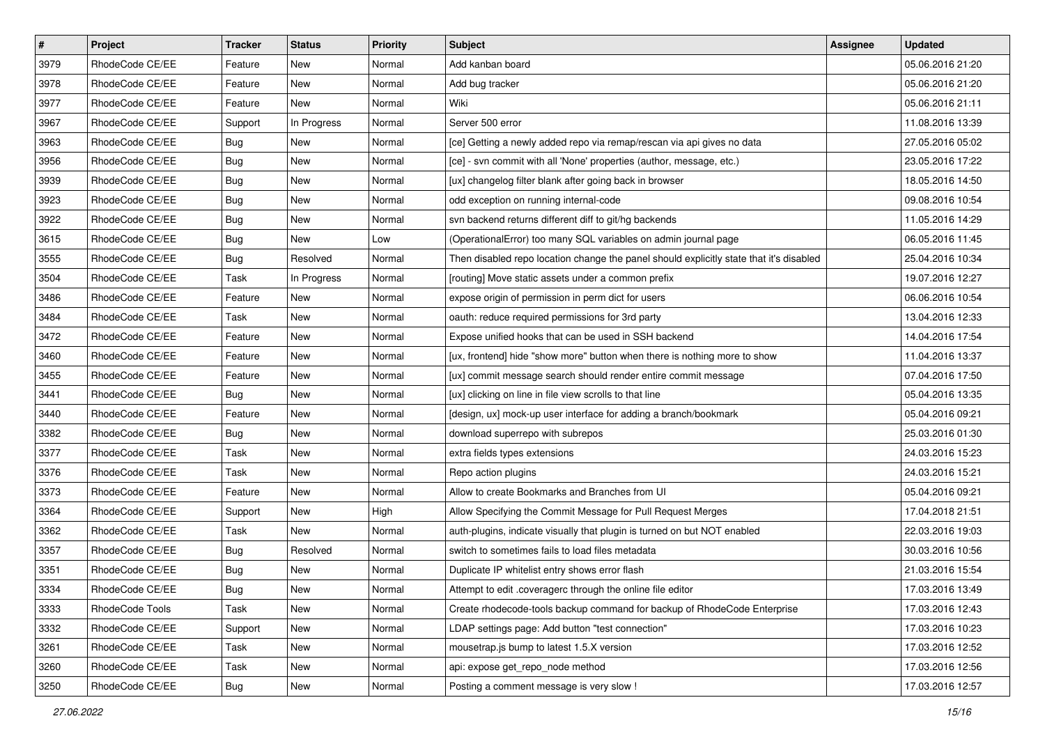| # | Project | Tracker | Status | Priority | Subject | Assignee | Updated |
|---|---|---|---|---|---|---|---|
| 3979 | RhodeCode CE/EE | Feature | New | Normal | Add kanban board | | 05.06.2016 21:20 |
| 3978 | RhodeCode CE/EE | Feature | New | Normal | Add bug tracker | | 05.06.2016 21:20 |
| 3977 | RhodeCode CE/EE | Feature | New | Normal | Wiki | | 05.06.2016 21:11 |
| 3967 | RhodeCode CE/EE | Support | In Progress | Normal | Server 500 error | | 11.08.2016 13:39 |
| 3963 | RhodeCode CE/EE | Bug | New | Normal | [ce] Getting a newly added repo via remap/rescan via api gives no data | | 27.05.2016 05:02 |
| 3956 | RhodeCode CE/EE | Bug | New | Normal | [ce] - svn commit with all 'None' properties (author, message, etc.) | | 23.05.2016 17:22 |
| 3939 | RhodeCode CE/EE | Bug | New | Normal | [ux] changelog filter blank after going back in browser | | 18.05.2016 14:50 |
| 3923 | RhodeCode CE/EE | Bug | New | Normal | odd exception on running internal-code | | 09.08.2016 10:54 |
| 3922 | RhodeCode CE/EE | Bug | New | Normal | svn backend returns different diff to git/hg backends | | 11.05.2016 14:29 |
| 3615 | RhodeCode CE/EE | Bug | New | Low | (OperationalError) too many SQL variables on admin journal page | | 06.05.2016 11:45 |
| 3555 | RhodeCode CE/EE | Bug | Resolved | Normal | Then disabled repo location change the panel should explicitly state that it's disabled | | 25.04.2016 10:34 |
| 3504 | RhodeCode CE/EE | Task | In Progress | Normal | [routing] Move static assets under a common prefix | | 19.07.2016 12:27 |
| 3486 | RhodeCode CE/EE | Feature | New | Normal | expose origin of permission in perm dict for users | | 06.06.2016 10:54 |
| 3484 | RhodeCode CE/EE | Task | New | Normal | oauth: reduce required permissions for 3rd party | | 13.04.2016 12:33 |
| 3472 | RhodeCode CE/EE | Feature | New | Normal | Expose unified hooks that can be used in SSH backend | | 14.04.2016 17:54 |
| 3460 | RhodeCode CE/EE | Feature | New | Normal | [ux, frontend] hide "show more" button when there is nothing more to show | | 11.04.2016 13:37 |
| 3455 | RhodeCode CE/EE | Feature | New | Normal | [ux] commit message search should render entire commit message | | 07.04.2016 17:50 |
| 3441 | RhodeCode CE/EE | Bug | New | Normal | [ux] clicking on line in file view scrolls to that line | | 05.04.2016 13:35 |
| 3440 | RhodeCode CE/EE | Feature | New | Normal | [design, ux] mock-up user interface for adding a branch/bookmark | | 05.04.2016 09:21 |
| 3382 | RhodeCode CE/EE | Bug | New | Normal | download superrepo with subrepos | | 25.03.2016 01:30 |
| 3377 | RhodeCode CE/EE | Task | New | Normal | extra fields types extensions | | 24.03.2016 15:23 |
| 3376 | RhodeCode CE/EE | Task | New | Normal | Repo action plugins | | 24.03.2016 15:21 |
| 3373 | RhodeCode CE/EE | Feature | New | Normal | Allow to create Bookmarks and Branches from UI | | 05.04.2016 09:21 |
| 3364 | RhodeCode CE/EE | Support | New | High | Allow Specifying the Commit Message for Pull Request Merges | | 17.04.2018 21:51 |
| 3362 | RhodeCode CE/EE | Task | New | Normal | auth-plugins, indicate visually that plugin is turned on but NOT enabled | | 22.03.2016 19:03 |
| 3357 | RhodeCode CE/EE | Bug | Resolved | Normal | switch to sometimes fails to load files metadata | | 30.03.2016 10:56 |
| 3351 | RhodeCode CE/EE | Bug | New | Normal | Duplicate IP whitelist entry shows error flash | | 21.03.2016 15:54 |
| 3334 | RhodeCode CE/EE | Bug | New | Normal | Attempt to edit .coveragerc through the online file editor | | 17.03.2016 13:49 |
| 3333 | RhodeCode Tools | Task | New | Normal | Create rhodecode-tools backup command for backup of RhodeCode Enterprise | | 17.03.2016 12:43 |
| 3332 | RhodeCode CE/EE | Support | New | Normal | LDAP settings page: Add button "test connection" | | 17.03.2016 10:23 |
| 3261 | RhodeCode CE/EE | Task | New | Normal | mousetrap.js bump to latest 1.5.X version | | 17.03.2016 12:52 |
| 3260 | RhodeCode CE/EE | Task | New | Normal | api: expose get_repo_node method | | 17.03.2016 12:56 |
| 3250 | RhodeCode CE/EE | Bug | New | Normal | Posting a comment message is very slow ! | | 17.03.2016 12:57 |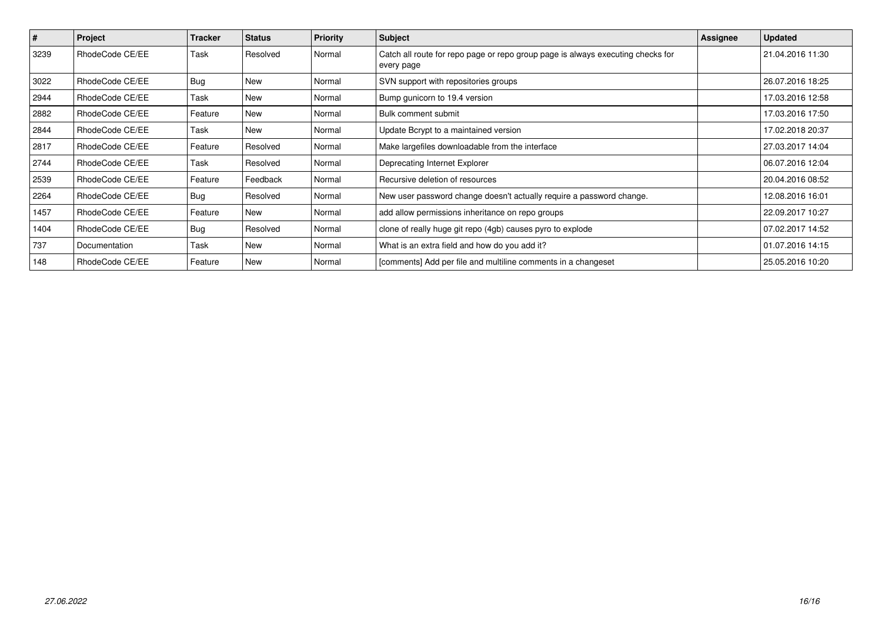| # | Project | Tracker | Status | Priority | Subject | Assignee | Updated |
|---|---|---|---|---|---|---|---|
| 3239 | RhodeCode CE/EE | Task | Resolved | Normal | Catch all route for repo page or repo group page is always executing checks for every page | | 21.04.2016 11:30 |
| 3022 | RhodeCode CE/EE | Bug | New | Normal | SVN support with repositories groups | | 26.07.2016 18:25 |
| 2944 | RhodeCode CE/EE | Task | New | Normal | Bump gunicorn to 19.4 version | | 17.03.2016 12:58 |
| 2882 | RhodeCode CE/EE | Feature | New | Normal | Bulk comment submit | | 17.03.2016 17:50 |
| 2844 | RhodeCode CE/EE | Task | New | Normal | Update Bcrypt to a maintained version | | 17.02.2018 20:37 |
| 2817 | RhodeCode CE/EE | Feature | Resolved | Normal | Make largefiles downloadable from the interface | | 27.03.2017 14:04 |
| 2744 | RhodeCode CE/EE | Task | Resolved | Normal | Deprecating Internet Explorer | | 06.07.2016 12:04 |
| 2539 | RhodeCode CE/EE | Feature | Feedback | Normal | Recursive deletion of resources | | 20.04.2016 08:52 |
| 2264 | RhodeCode CE/EE | Bug | Resolved | Normal | New user password change doesn't actually require a password change. | | 12.08.2016 16:01 |
| 1457 | RhodeCode CE/EE | Feature | New | Normal | add allow permissions inheritance on repo groups | | 22.09.2017 10:27 |
| 1404 | RhodeCode CE/EE | Bug | Resolved | Normal | clone of really huge git repo (4gb) causes pyro to explode | | 07.02.2017 14:52 |
| 737 | Documentation | Task | New | Normal | What is an extra field and how do you add it? | | 01.07.2016 14:15 |
| 148 | RhodeCode CE/EE | Feature | New | Normal | [comments] Add per file and multiline comments in a changeset | | 25.05.2016 10:20 |